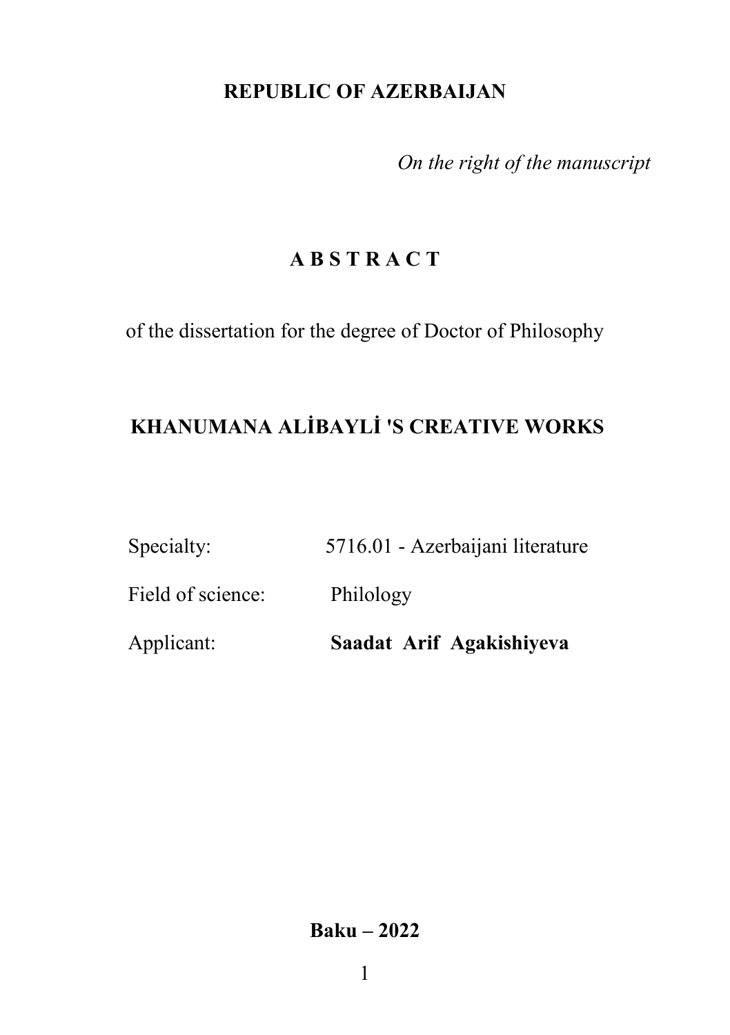**REPUBLIC OF AZERBAIJAN**

*On the right of the manuscript*

# A B S T R A C T

of the dissertation for the degree of Doctor of Philosophy

# KHANUMANA ALİBAYLİ 'S CREATIVE WORKS

| | |
|---|---|
| Specialty: | 5716.01 - Azerbaijani literature |
| Field of science: | Philology |
| Applicant: | **Saadat Arif Agakishiyeva** |

**Baku – 2022**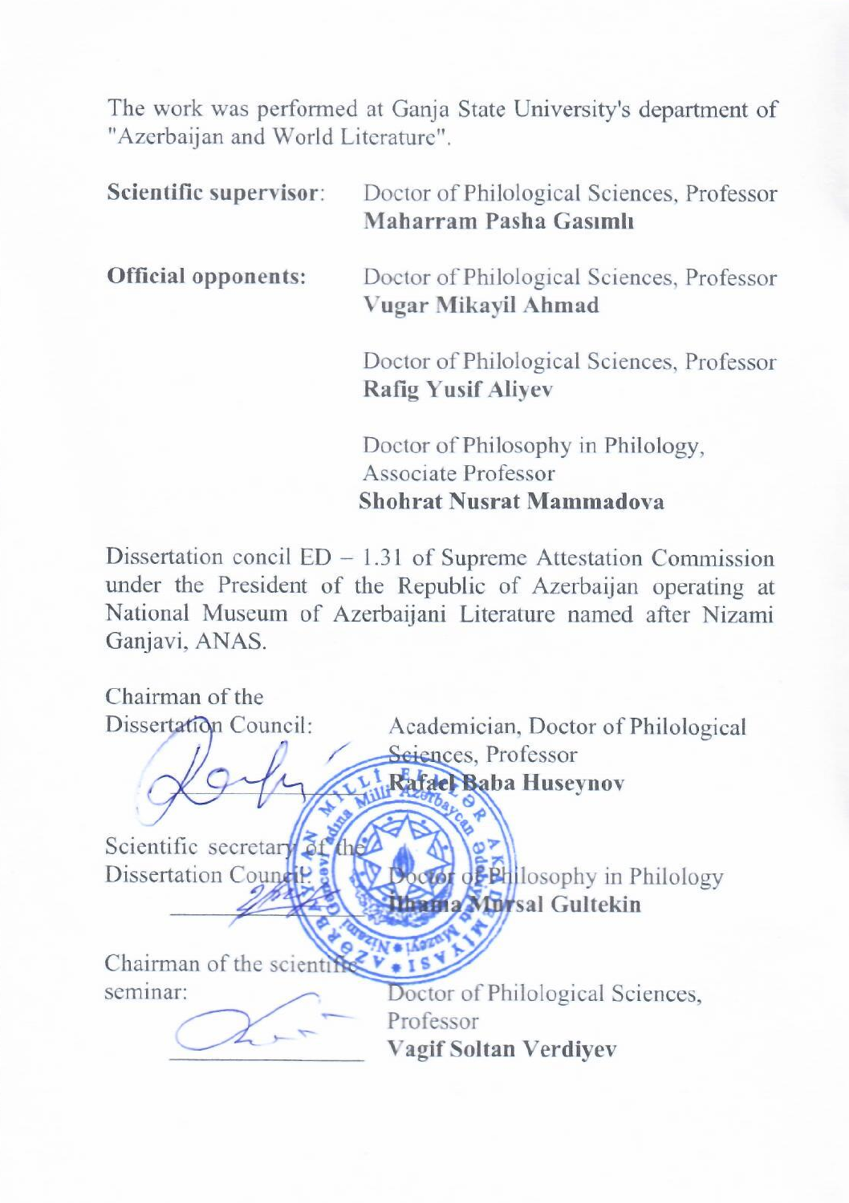The work was performed at Ganja State University's department of "Azerbaijan and World Literature".

| | |
|---|---|
| **Scientific supervisor**: | Doctor of Philological Sciences, Professor **Maharram Pasha Gasımlı** |
| **Official opponents:** | Doctor of Philological Sciences, Professor **Vugar Mikayil Ahmad** |
| | Doctor of Philological Sciences, Professor **Rafig Yusif Aliyev** |
| | Doctor of Philosophy in Philology, Associate Professor **Shohrat Nusrat Mammadova** |

Dissertation concil ED – 1.31 of Supreme Attestation Commission under the President of the Republic of Azerbaijan operating at National Museum of Azerbaijani Literature named after Nizami Ganjavi, ANAS.

| | |
|---|---|
| Chairman of the Dissertation Council: | Academician, Doctor of Philological Sciences, Professor **Rafael Baba Huseynov** |
| Scientific secretary of the Dissertation Council: | Doctor of Philosophy in Philology **Ilhama Mursal Gultekin** |
| Chairman of the scientific seminar: | Doctor of Philological Sciences, Professor **Vagif Soltan Verdiyev** |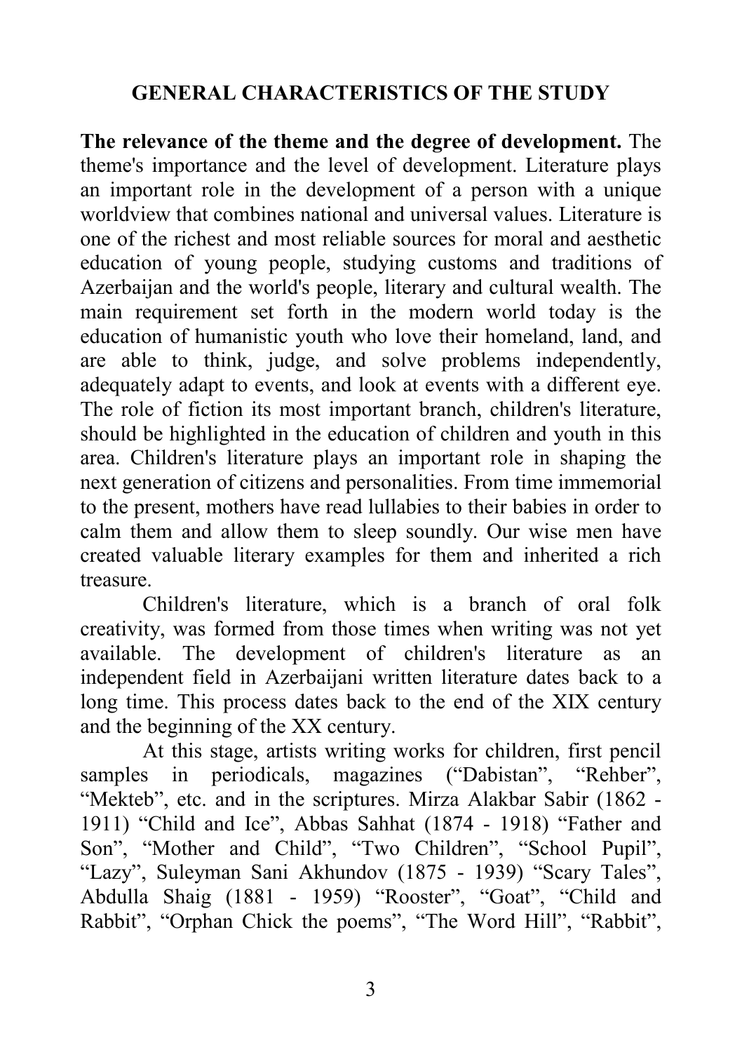## GENERAL CHARACTERISTICS OF THE STUDY

**The relevance of the theme and the degree of development.** The theme's importance and the level of development. Literature plays an important role in the development of a person with a unique worldview that combines national and universal values. Literature is one of the richest and most reliable sources for moral and aesthetic education of young people, studying customs and traditions of Azerbaijan and the world's people, literary and cultural wealth. The main requirement set forth in the modern world today is the education of humanistic youth who love their homeland, land, and are able to think, judge, and solve problems independently, adequately adapt to events, and look at events with a different eye. The role of fiction its most important branch, children's literature, should be highlighted in the education of children and youth in this area. Children's literature plays an important role in shaping the next generation of citizens and personalities. From time immemorial to the present, mothers have read lullabies to their babies in order to calm them and allow them to sleep soundly. Our wise men have created valuable literary examples for them and inherited a rich treasure.

Children's literature, which is a branch of oral folk creativity, was formed from those times when writing was not yet available. The development of children's literature as an independent field in Azerbaijani written literature dates back to a long time. This process dates back to the end of the XIX century and the beginning of the XX century.

At this stage, artists writing works for children, first pencil samples in periodicals, magazines ("Dabistan", "Rehber", "Mekteb", etc. and in the scriptures. Mirza Alakbar Sabir (1862 - 1911) "Child and Ice", Abbas Sahhat (1874 - 1918) "Father and Son", "Mother and Child", "Two Children", "School Pupil", "Lazy", Suleyman Sani Akhundov (1875 - 1939) "Scary Tales", Abdulla Shaig (1881 - 1959) "Rooster", "Goat", "Child and Rabbit", "Orphan Chick the poems", "The Word Hill", "Rabbit",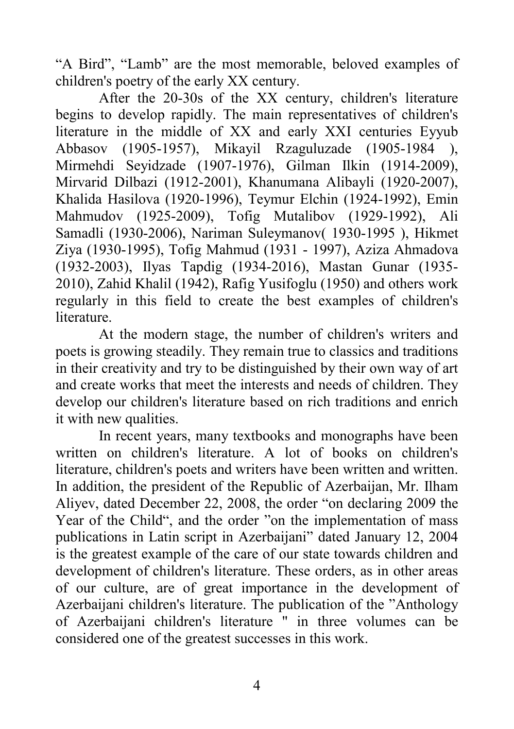"A Bird", "Lamb" are the most memorable, beloved examples of children's poetry of the early XX century.

After the 20-30s of the XX century, children's literature begins to develop rapidly. The main representatives of children's literature in the middle of XX and early XXI centuries Eyyub Abbasov (1905-1957), Mikayil Rzaguluzade (1905-1984 ), Mirmehdi Seyidzade (1907-1976), Gilman Ilkin (1914-2009), Mirvarid Dilbazi (1912-2001), Khanumana Alibayli (1920-2007), Khalida Hasilova (1920-1996), Teymur Elchin (1924-1992), Emin Mahmudov (1925-2009), Tofig Mutalibov (1929-1992), Ali Samadli (1930-2006), Nariman Suleymanov( 1930-1995 ), Hikmet Ziya (1930-1995), Tofig Mahmud (1931 - 1997), Aziza Ahmadova (1932-2003), Ilyas Tapdig (1934-2016), Mastan Gunar (1935-2010), Zahid Khalil (1942), Rafig Yusifoglu (1950) and others work regularly in this field to create the best examples of children's literature.

At the modern stage, the number of children's writers and poets is growing steadily. They remain true to classics and traditions in their creativity and try to be distinguished by their own way of art and create works that meet the interests and needs of children. They develop our children's literature based on rich traditions and enrich it with new qualities.

In recent years, many textbooks and monographs have been written on children's literature. A lot of books on children's literature, children's poets and writers have been written and written. In addition, the president of the Republic of Azerbaijan, Mr. Ilham Aliyev, dated December 22, 2008, the order "on declaring 2009 the Year of the Child", and the order "on the implementation of mass publications in Latin script in Azerbaijani" dated January 12, 2004 is the greatest example of the care of our state towards children and development of children's literature. These orders, as in other areas of our culture, are of great importance in the development of Azerbaijani children's literature. The publication of the "Anthology of Azerbaijani children's literature " in three volumes can be considered one of the greatest successes in this work.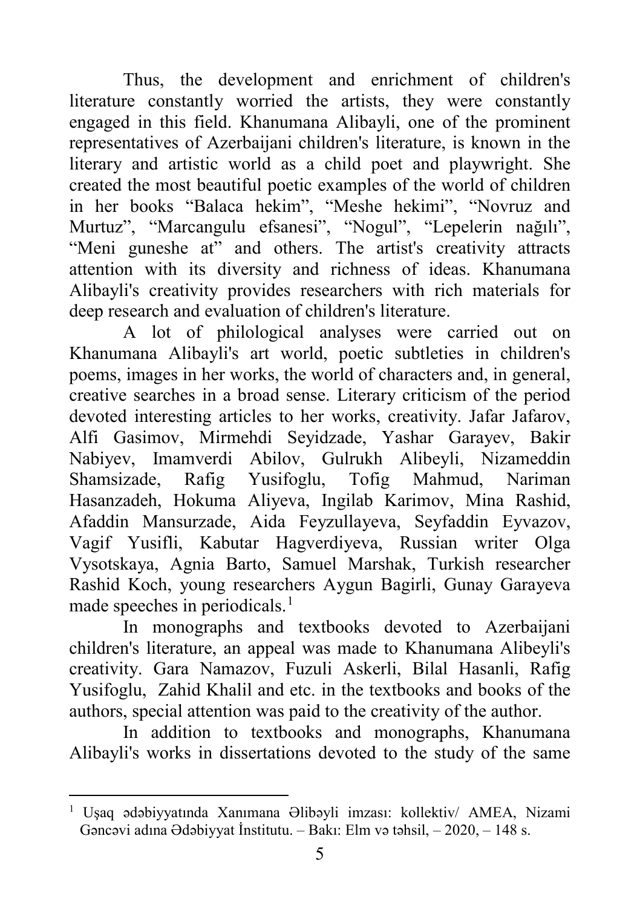Thus, the development and enrichment of children's literature constantly worried the artists, they were constantly engaged in this field. Khanumana Alibayli, one of the prominent representatives of Azerbaijani children's literature, is known in the literary and artistic world as a child poet and playwright. She created the most beautiful poetic examples of the world of children in her books "Balaca hekim", "Meshe hekimi", "Novruz and Murtuz", "Marcangulu efsanesi", "Nogul", "Lepelerin nağılı", "Meni guneshe at" and others. The artist's creativity attracts attention with its diversity and richness of ideas. Khanumana Alibayli's creativity provides researchers with rich materials for deep research and evaluation of children's literature.

A lot of philological analyses were carried out on Khanumana Alibayli's art world, poetic subtleties in children's poems, images in her works, the world of characters and, in general, creative searches in a broad sense. Literary criticism of the period devoted interesting articles to her works, creativity. Jafar Jafarov, Alfi Gasimov, Mirmehdi Seyidzade, Yashar Garayev, Bakir Nabiyev, Imamverdi Abilov, Gulrukh Alibeyli, Nizameddin Shamsizade, Rafig Yusifoglu, Tofig Mahmud, Nariman Hasanzadeh, Hokuma Aliyeva, Ingilab Karimov, Mina Rashid, Afaddin Mansurzade, Aida Feyzullayeva, Seyfaddin Eyvazov, Vagif Yusifli, Kabutar Hagverdiyeva, Russian writer Olga Vysotskaya, Agnia Barto, Samuel Marshak, Turkish researcher Rashid Koch, young researchers Aygun Bagirli, Gunay Garayeva made speeches in periodicals.[1]

In monographs and textbooks devoted to Azerbaijani children's literature, an appeal was made to Khanumana Alibeyli's creativity. Gara Namazov, Fuzuli Askerli, Bilal Hasanli, Rafig Yusifoglu, Zahid Khalil and etc. in the textbooks and books of the authors, special attention was paid to the creativity of the author.

In addition to textbooks and monographs, Khanumana Alibayli's works in dissertations devoted to the study of the same

---

[1] Uşaq ədəbiyyatında Xanımana Əlibəyli imzası: kollektiv/ AMEA, Nizami Gəncəvi adına Ədəbiyyat İnstitutu. – Bakı: Elm və təhsil, – 2020, – 148 s.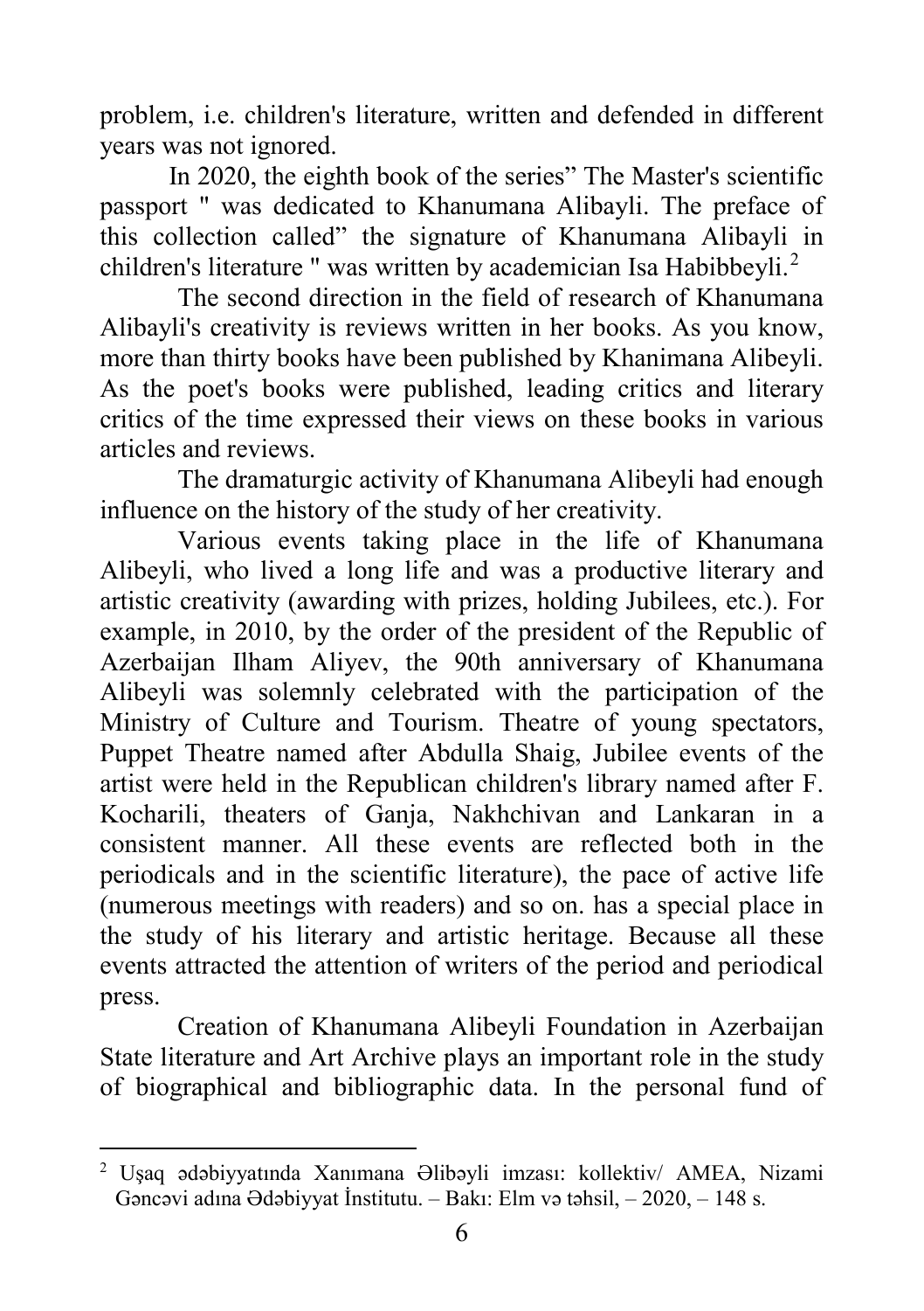problem, i.e. children's literature, written and defended in different years was not ignored.

In 2020, the eighth book of the series” The Master's scientific passport " was dedicated to Khanumana Alibayli. The preface of this collection called” the signature of Khanumana Alibayli in children's literature " was written by academician Isa Habibbeyli.[2]

The second direction in the field of research of Khanumana Alibayli's creativity is reviews written in her books. As you know, more than thirty books have been published by Khanimana Alibeyli. As the poet's books were published, leading critics and literary critics of the time expressed their views on these books in various articles and reviews.

The dramaturgic activity of Khanumana Alibeyli had enough influence on the history of the study of her creativity.

Various events taking place in the life of Khanumana Alibeyli, who lived a long life and was a productive literary and artistic creativity (awarding with prizes, holding Jubilees, etc.). For example, in 2010, by the order of the president of the Republic of Azerbaijan Ilham Aliyev, the 90th anniversary of Khanumana Alibeyli was solemnly celebrated with the participation of the Ministry of Culture and Tourism. Theatre of young spectators, Puppet Theatre named after Abdulla Shaig, Jubilee events of the artist were held in the Republican children's library named after F. Kocharili, theaters of Ganja, Nakhchivan and Lankaran in a consistent manner. All these events are reflected both in the periodicals and in the scientific literature), the pace of active life (numerous meetings with readers) and so on. has a special place in the study of his literary and artistic heritage. Because all these events attracted the attention of writers of the period and periodical press.

Creation of Khanumana Alibeyli Foundation in Azerbaijan State literature and Art Archive plays an important role in the study of biographical and bibliographic data. In the personal fund of

---

[2] Uşaq ədəbiyyatında Xanımana Əlibəyli imzası: kollektiv/ AMEA, Nizami Gəncəvi adına Ədəbiyyat İnstitutu. – Bakı: Elm və təhsil, – 2020, – 148 s.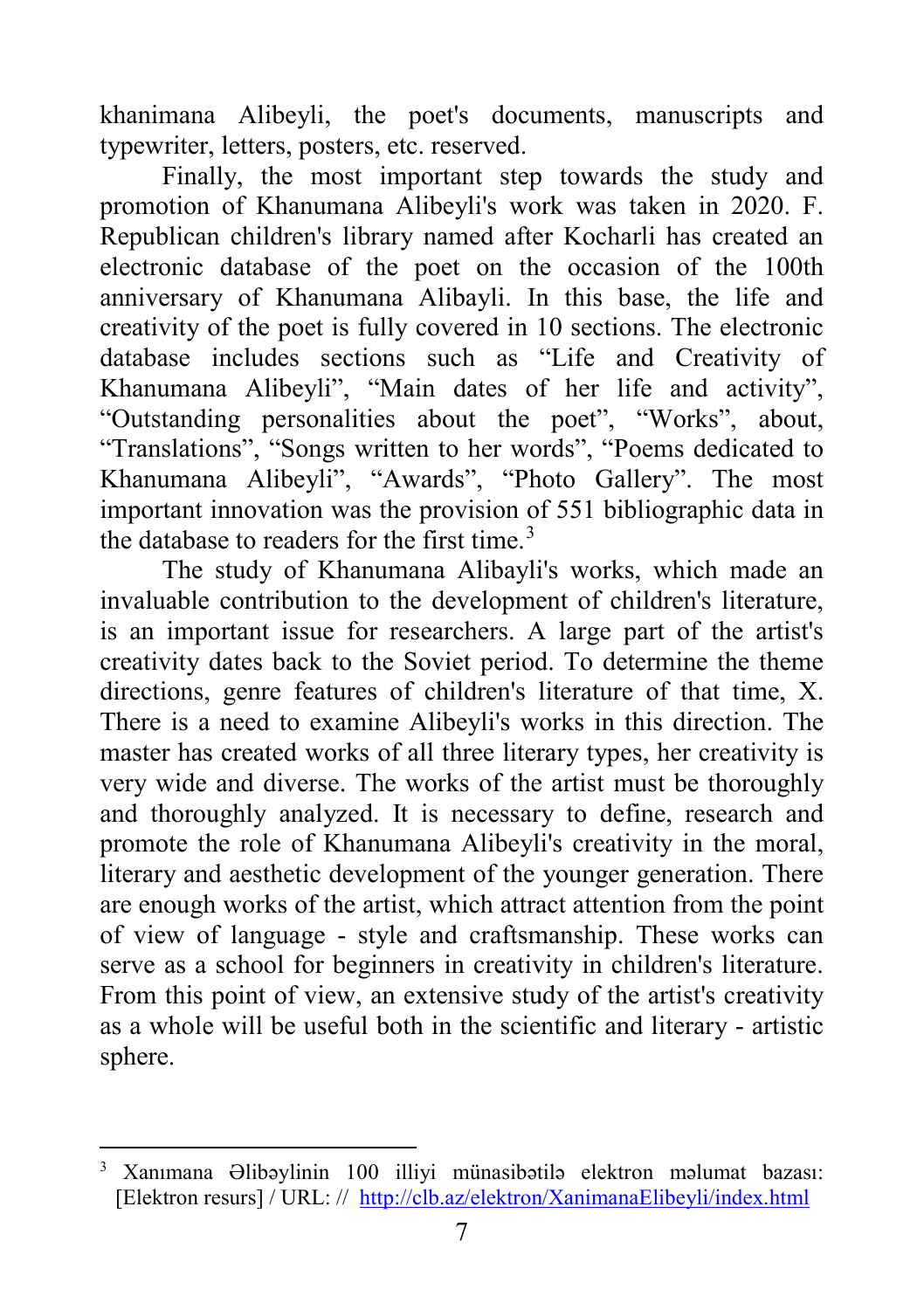khanimana Alibeyli, the poet's documents, manuscripts and typewriter, letters, posters, etc. reserved.

Finally, the most important step towards the study and promotion of Khanumana Alibeyli's work was taken in 2020. F. Republican children's library named after Kocharli has created an electronic database of the poet on the occasion of the 100th anniversary of Khanumana Alibayli. In this base, the life and creativity of the poet is fully covered in 10 sections. The electronic database includes sections such as "Life and Creativity of Khanumana Alibeyli", "Main dates of her life and activity", "Outstanding personalities about the poet", "Works", about, "Translations", "Songs written to her words", "Poems dedicated to Khanumana Alibeyli", "Awards", "Photo Gallery". The most important innovation was the provision of 551 bibliographic data in the database to readers for the first time.[3]

The study of Khanumana Alibayli's works, which made an invaluable contribution to the development of children's literature, is an important issue for researchers. A large part of the artist's creativity dates back to the Soviet period. To determine the theme directions, genre features of children's literature of that time, X. There is a need to examine Alibeyli's works in this direction. The master has created works of all three literary types, her creativity is very wide and diverse. The works of the artist must be thoroughly and thoroughly analyzed. It is necessary to define, research and promote the role of Khanumana Alibeyli's creativity in the moral, literary and aesthetic development of the younger generation. There are enough works of the artist, which attract attention from the point of view of language - style and craftsmanship. These works can serve as a school for beginners in creativity in children's literature. From this point of view, an extensive study of the artist's creativity as a whole will be useful both in the scientific and literary - artistic sphere.

---

[3] Xanımana Əlibəylinin 100 illiyi münasibətilə elektron məlumat bazası: [Elektron resurs] / URL: // http://clb.az/elektron/XanimanaElibeyli/index.html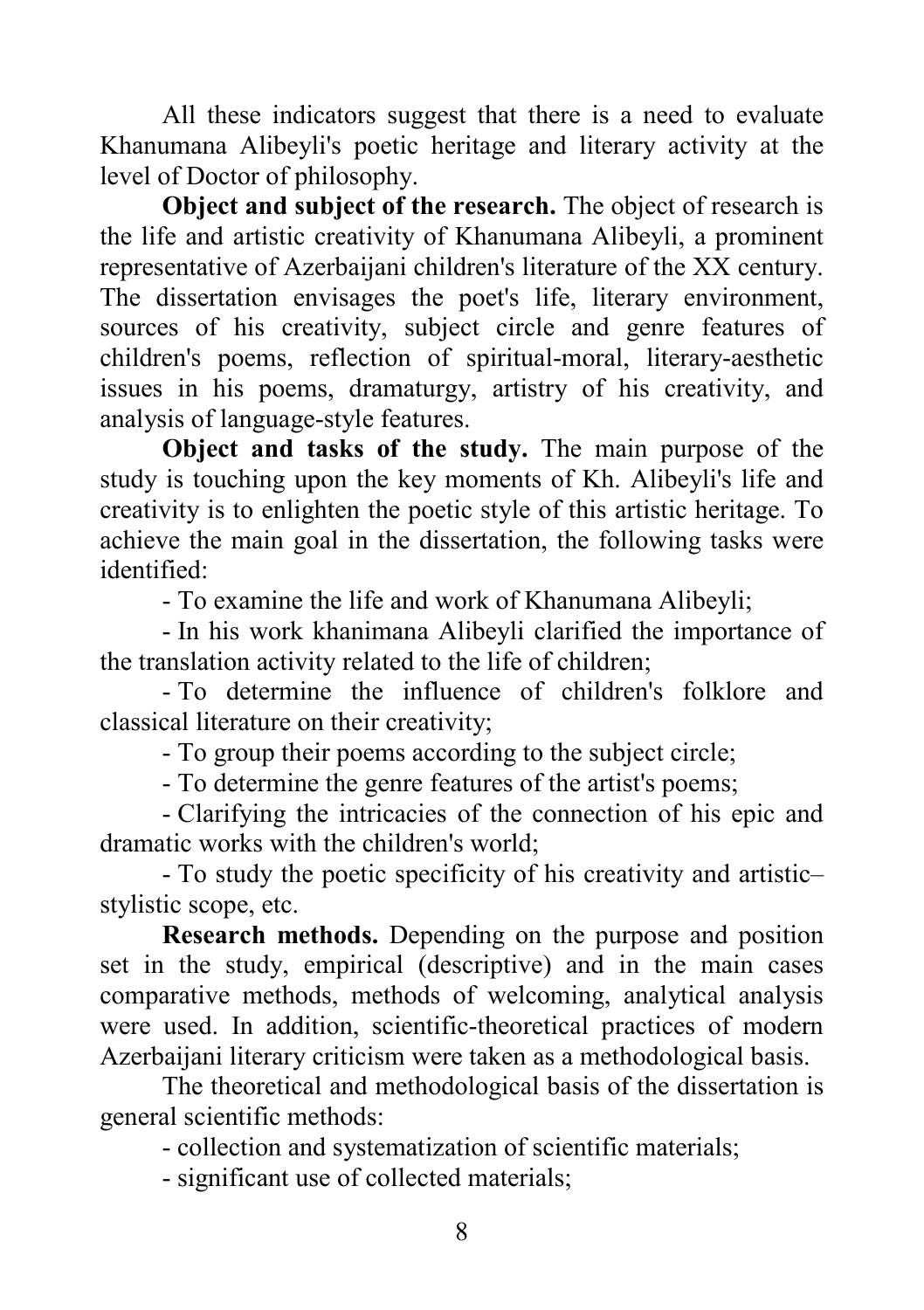All these indicators suggest that there is a need to evaluate Khanumana Alibeyli's poetic heritage and literary activity at the level of Doctor of philosophy.

**Object and subject of the research.** The object of research is the life and artistic creativity of Khanumana Alibeyli, a prominent representative of Azerbaijani children's literature of the XX century. The dissertation envisages the poet's life, literary environment, sources of his creativity, subject circle and genre features of children's poems, reflection of spiritual-moral, literary-aesthetic issues in his poems, dramaturgy, artistry of his creativity, and analysis of language-style features.

**Object and tasks of the study.** The main purpose of the study is touching upon the key moments of Kh. Alibeyli's life and creativity is to enlighten the poetic style of this artistic heritage. To achieve the main goal in the dissertation, the following tasks were identified:

- To examine the life and work of Khanumana Alibeyli;
- In his work khanimana Alibeyli clarified the importance of the translation activity related to the life of children;
- To determine the influence of children's folklore and classical literature on their creativity;
- To group their poems according to the subject circle;
- To determine the genre features of the artist's poems;
- Clarifying the intricacies of the connection of his epic and dramatic works with the children's world;
- To study the poetic specificity of his creativity and artistic–stylistic scope, etc.

**Research methods.** Depending on the purpose and position set in the study, empirical (descriptive) and in the main cases comparative methods, methods of welcoming, analytical analysis were used. In addition, scientific-theoretical practices of modern Azerbaijani literary criticism were taken as a methodological basis.

The theoretical and methodological basis of the dissertation is general scientific methods:

- collection and systematization of scientific materials;
- significant use of collected materials;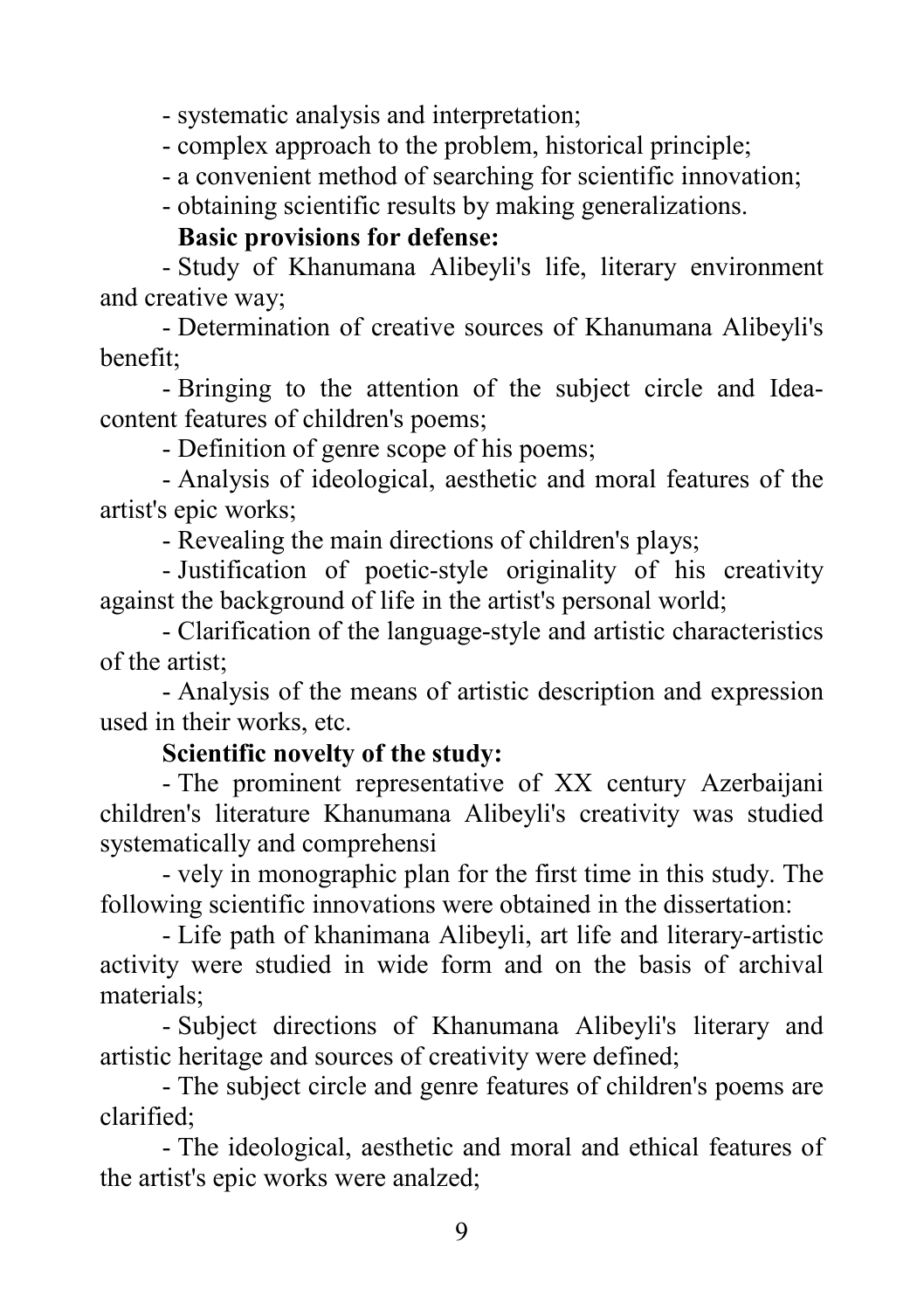- systematic analysis and interpretation;
- complex approach to the problem, historical principle;
- a convenient method of searching for scientific innovation;
- obtaining scientific results by making generalizations.

**Basic provisions for defense:**

- Study of Khanumana Alibeyli's life, literary environment and creative way;
- Determination of creative sources of Khanumana Alibeyli's benefit;
- Bringing to the attention of the subject circle and Idea-content features of children's poems;
- Definition of genre scope of his poems;
- Analysis of ideological, aesthetic and moral features of the artist's epic works;
- Revealing the main directions of children's plays;
- Justification of poetic-style originality of his creativity against the background of life in the artist's personal world;
- Clarification of the language-style and artistic characteristics of the artist;
- Analysis of the means of artistic description and expression used in their works, etc.

**Scientific novelty of the study:**

- The prominent representative of XX century Azerbaijani children's literature Khanumana Alibeyli's creativity was studied systematically and comprehensi
- vely in monographic plan for the first time in this study. The following scientific innovations were obtained in the dissertation:
- Life path of khanimana Alibeyli, art life and literary-artistic activity were studied in wide form and on the basis of archival materials;
- Subject directions of Khanumana Alibeyli's literary and artistic heritage and sources of creativity were defined;
- The subject circle and genre features of children's poems are clarified;
- The ideological, aesthetic and moral and ethical features of the artist's epic works were analzed;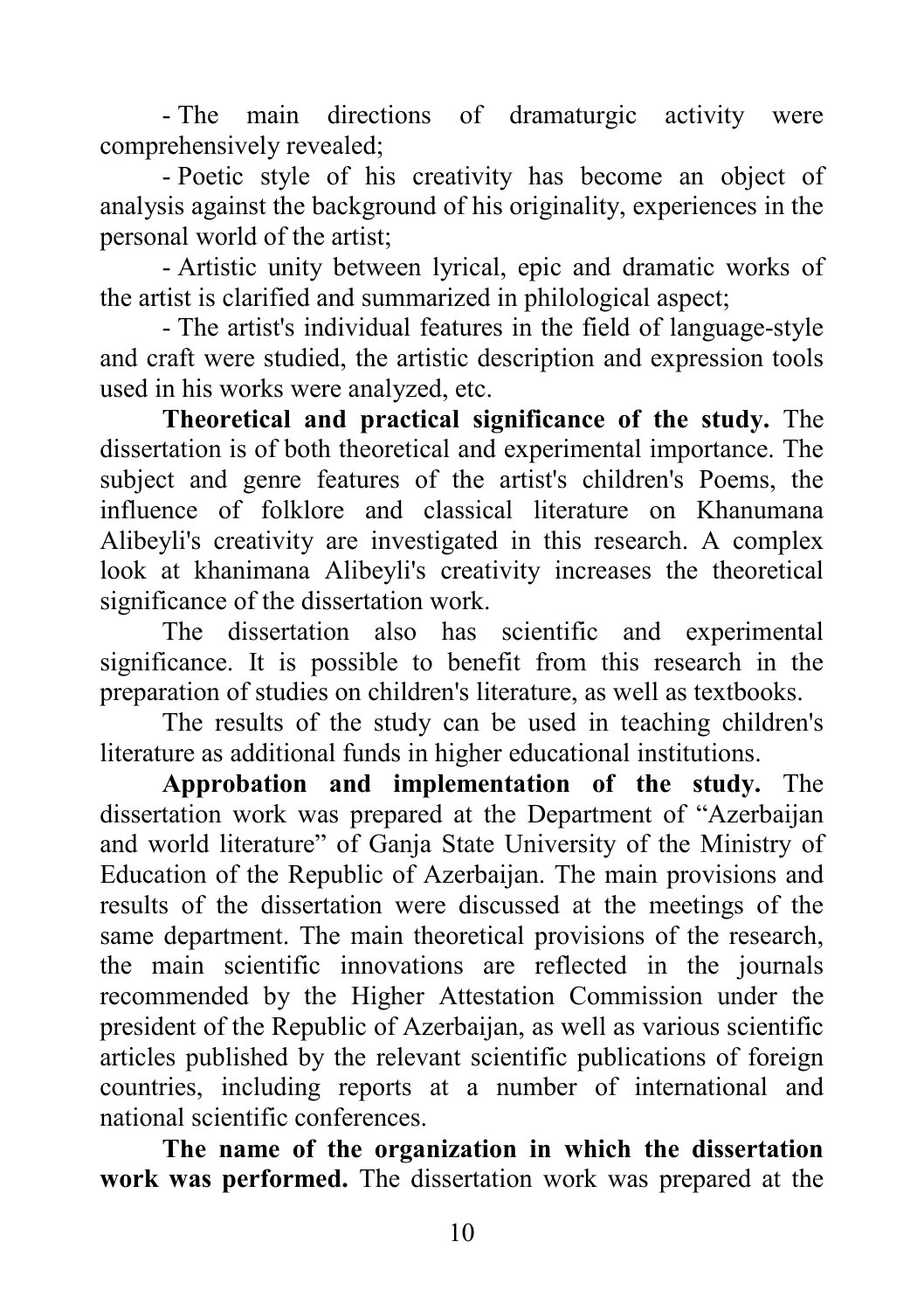- The main directions of dramaturgic activity were comprehensively revealed;

- Poetic style of his creativity has become an object of analysis against the background of his originality, experiences in the personal world of the artist;

- Artistic unity between lyrical, epic and dramatic works of the artist is clarified and summarized in philological aspect;

- The artist's individual features in the field of language-style and craft were studied, the artistic description and expression tools used in his works were analyzed, etc.

**Theoretical and practical significance of the study.** The dissertation is of both theoretical and experimental importance. The subject and genre features of the artist's children's Poems, the influence of folklore and classical literature on Khanumana Alibeyli's creativity are investigated in this research. A complex look at khanimana Alibeyli's creativity increases the theoretical significance of the dissertation work.

The dissertation also has scientific and experimental significance. It is possible to benefit from this research in the preparation of studies on children's literature, as well as textbooks.

The results of the study can be used in teaching children's literature as additional funds in higher educational institutions.

**Approbation and implementation of the study.** The dissertation work was prepared at the Department of "Azerbaijan and world literature" of Ganja State University of the Ministry of Education of the Republic of Azerbaijan. The main provisions and results of the dissertation were discussed at the meetings of the same department. The main theoretical provisions of the research, the main scientific innovations are reflected in the journals recommended by the Higher Attestation Commission under the president of the Republic of Azerbaijan, as well as various scientific articles published by the relevant scientific publications of foreign countries, including reports at a number of international and national scientific conferences.

**The name of the organization in which the dissertation work was performed.** The dissertation work was prepared at the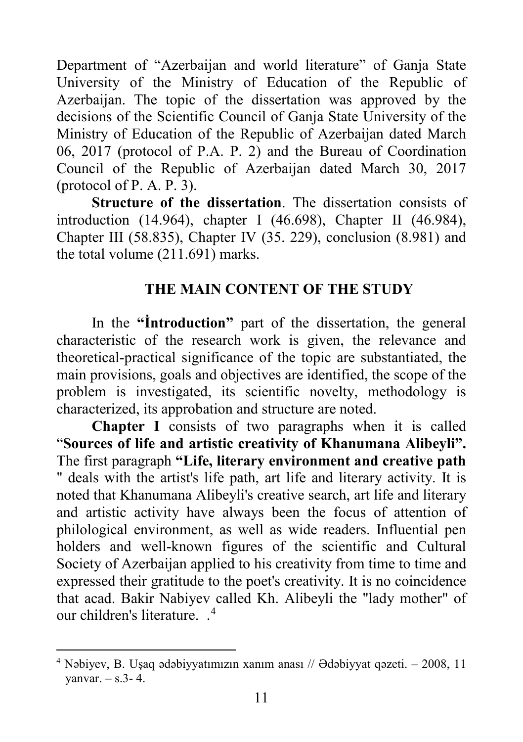Department of “Azerbaijan and world literature” of Ganja State University of the Ministry of Education of the Republic of Azerbaijan. The topic of the dissertation was approved by the decisions of the Scientific Council of Ganja State University of the Ministry of Education of the Republic of Azerbaijan dated March 06, 2017 (protocol of P.A. P. 2) and the Bureau of Coordination Council of the Republic of Azerbaijan dated March 30, 2017 (protocol of P. A. P. 3).

**Structure of the dissertation**. The dissertation consists of introduction (14.964), chapter I (46.698), Chapter II (46.984), Chapter III (58.835), Chapter IV (35. 229), conclusion (8.981) and the total volume (211.691) marks.

## THE MAIN CONTENT OF THE STUDY

In the **“İntroduction”** part of the dissertation, the general characteristic of the research work is given, the relevance and theoretical-practical significance of the topic are substantiated, the main provisions, goals and objectives are identified, the scope of the problem is investigated, its scientific novelty, methodology is characterized, its approbation and structure are noted.

**Chapter I** consists of two paragraphs when it is called “**Sources of life and artistic creativity of Khanumana Alibeyli”.** The first paragraph **“Life, literary environment and creative path** " deals with the artist's life path, art life and literary activity. It is noted that Khanumana Alibeyli's creative search, art life and literary and artistic activity have always been the focus of attention of philological environment, as well as wide readers. Influential pen holders and well-known figures of the scientific and Cultural Society of Azerbaijan applied to his creativity from time to time and expressed their gratitude to the poet's creativity. It is no coincidence that acad. Bakir Nabiyev called Kh. Alibeyli the "lady mother" of our children's literature. .[4]

---

[4] Nəbiyev, B. Uşaq ədəbiyyatımızın xanım anası // Ədəbiyyat qəzeti. – 2008, 11 yanvar. – s.3- 4.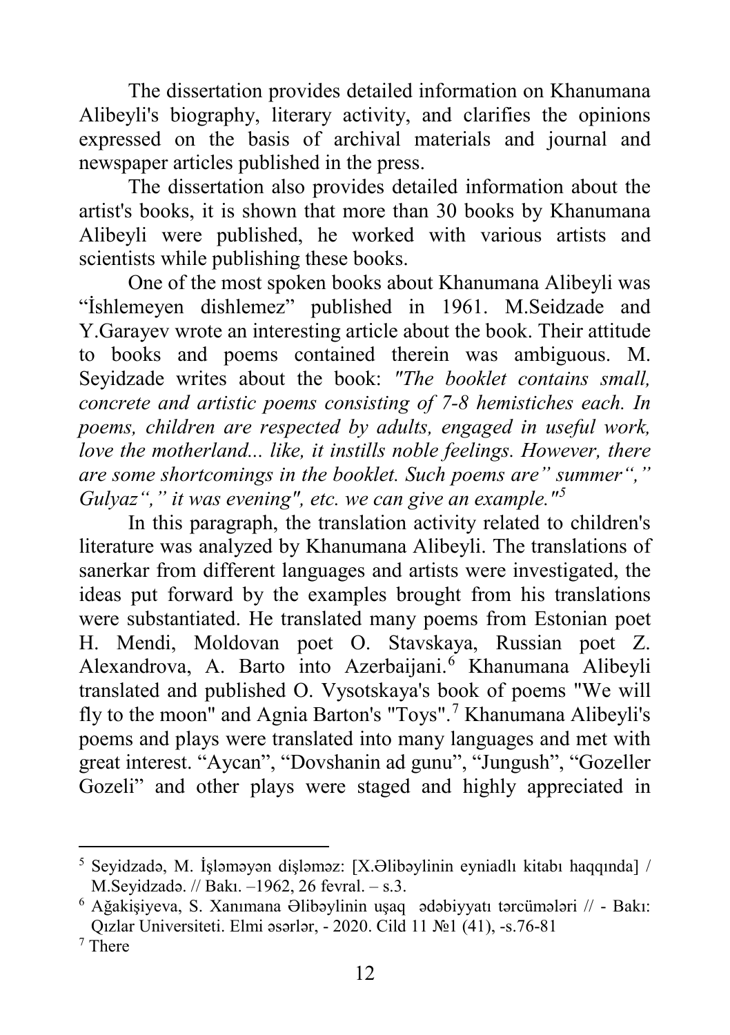The dissertation provides detailed information on Khanumana Alibeyli's biography, literary activity, and clarifies the opinions expressed on the basis of archival materials and journal and newspaper articles published in the press.

The dissertation also provides detailed information about the artist's books, it is shown that more than 30 books by Khanumana Alibeyli were published, he worked with various artists and scientists while publishing these books.

One of the most spoken books about Khanumana Alibeyli was "İshlemeyen dishlemez" published in 1961. M.Seidzade and Y.Garayev wrote an interesting article about the book. Their attitude to books and poems contained therein was ambiguous. M. Seyidzade writes about the book: *"The booklet contains small, concrete and artistic poems consisting of 7-8 hemistiches each. In poems, children are respected by adults, engaged in useful work, love the motherland... like, it instills noble feelings. However, there are some shortcomings in the booklet. Such poems are" summer"," Gulyaz"," it was evening", etc. we can give an example."*[5]

In this paragraph, the translation activity related to children's literature was analyzed by Khanumana Alibeyli. The translations of sanerkar from different languages and artists were investigated, the ideas put forward by the examples brought from his translations were substantiated. He translated many poems from Estonian poet H. Mendi, Moldovan poet O. Stavskaya, Russian poet Z. Alexandrova, A. Barto into Azerbaijani.[6] Khanumana Alibeyli translated and published O. Vysotskaya's book of poems "We will fly to the moon" and Agnia Barton's "Toys".[7] Khanumana Alibeyli's poems and plays were translated into many languages and met with great interest. "Aycan", "Dovshanin ad gunu", "Jungush", "Gozeller Gozeli" and other plays were staged and highly appreciated in

---

[5] Seyidzadə, M. İşləməyən dişləməz: [X.Əlibəylinin eyniadlı kitabı haqqında] / M.Seyidzadə. // Bakı. –1962, 26 fevral. – s.3.

[6] Ağakişiyeva, S. Xanımana Əlibəylinin uşaq ədəbiyyatı tərcümələri // - Bakı: Qızlar Universiteti. Elmi əsərlər, - 2020. Cild 11 №1 (41), -s.76-81

[7] There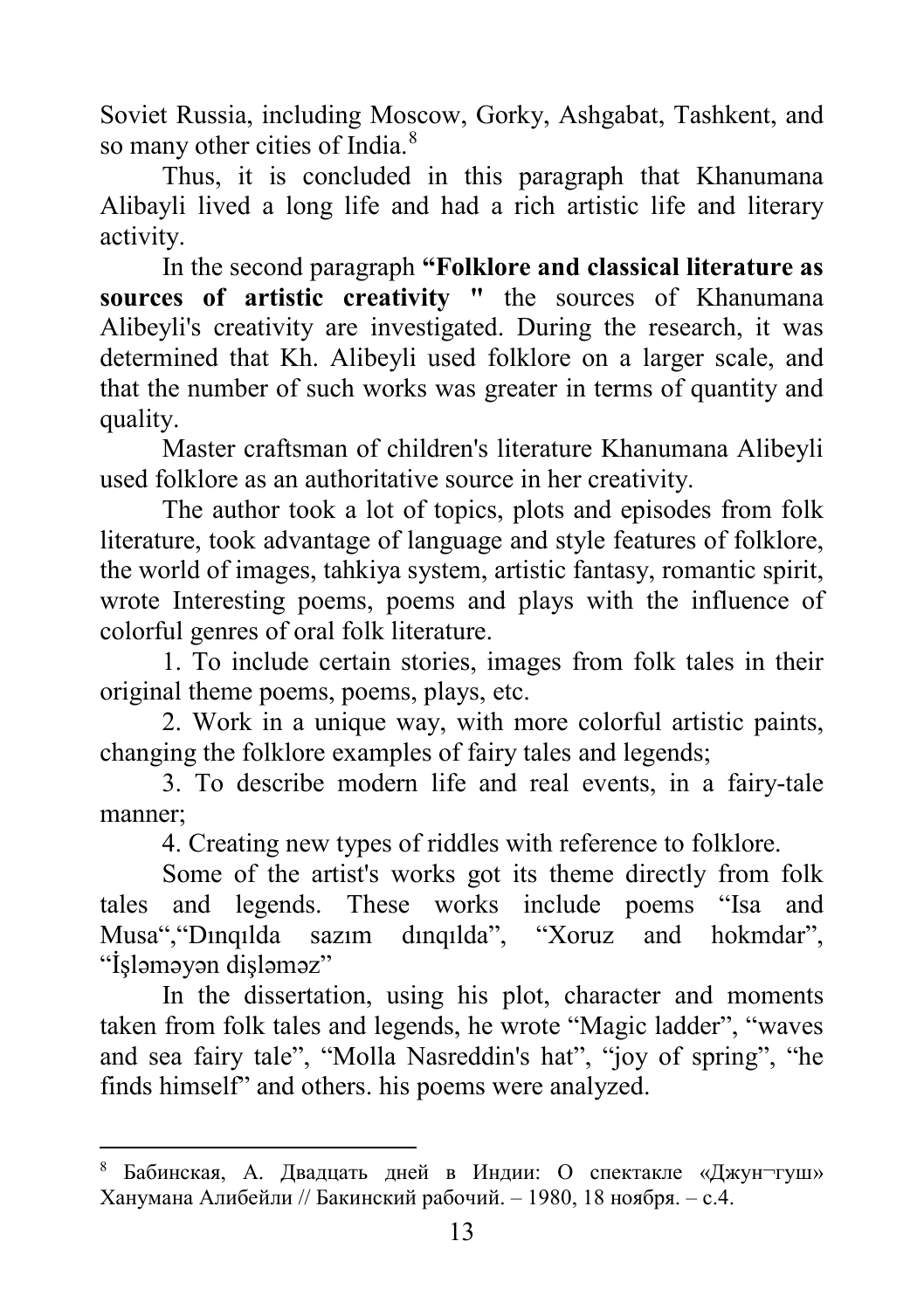Soviet Russia, including Moscow, Gorky, Ashgabat, Tashkent, and so many other cities of India.[8]

Thus, it is concluded in this paragraph that Khanumana Alibayli lived a long life and had a rich artistic life and literary activity.

In the second paragraph **“Folklore and classical literature as sources of artistic creativity "** the sources of Khanumana Alibeyli's creativity are investigated. During the research, it was determined that Kh. Alibeyli used folklore on a larger scale, and that the number of such works was greater in terms of quantity and quality.

Master craftsman of children's literature Khanumana Alibeyli used folklore as an authoritative source in her creativity.

The author took a lot of topics, plots and episodes from folk literature, took advantage of language and style features of folklore, the world of images, tahkiya system, artistic fantasy, romantic spirit, wrote Interesting poems, poems and plays with the influence of colorful genres of oral folk literature.

1. To include certain stories, images from folk tales in their original theme poems, poems, plays, etc.

2. Work in a unique way, with more colorful artistic paints, changing the folklore examples of fairy tales and legends;

3. To describe modern life and real events, in a fairy-tale manner;

4. Creating new types of riddles with reference to folklore.

Some of the artist's works got its theme directly from folk tales and legends. These works include poems “Isa and Musa“,“Dınqılda sazım dınqılda”, “Xoruz and hokmdar”, “İşləməyən dişləməz”

In the dissertation, using his plot, character and moments taken from folk tales and legends, he wrote “Magic ladder”, “waves and sea fairy tale”, “Molla Nasreddin's hat”, “joy of spring”, “he finds himself” and others. his poems were analyzed.

---

[8] Бабинская, А. Двадцать дней в Индии: О спектакле «Джун¬гуш» Ханумана Алибейли // Бакинский рабочий. – 1980, 18 ноября. – с.4.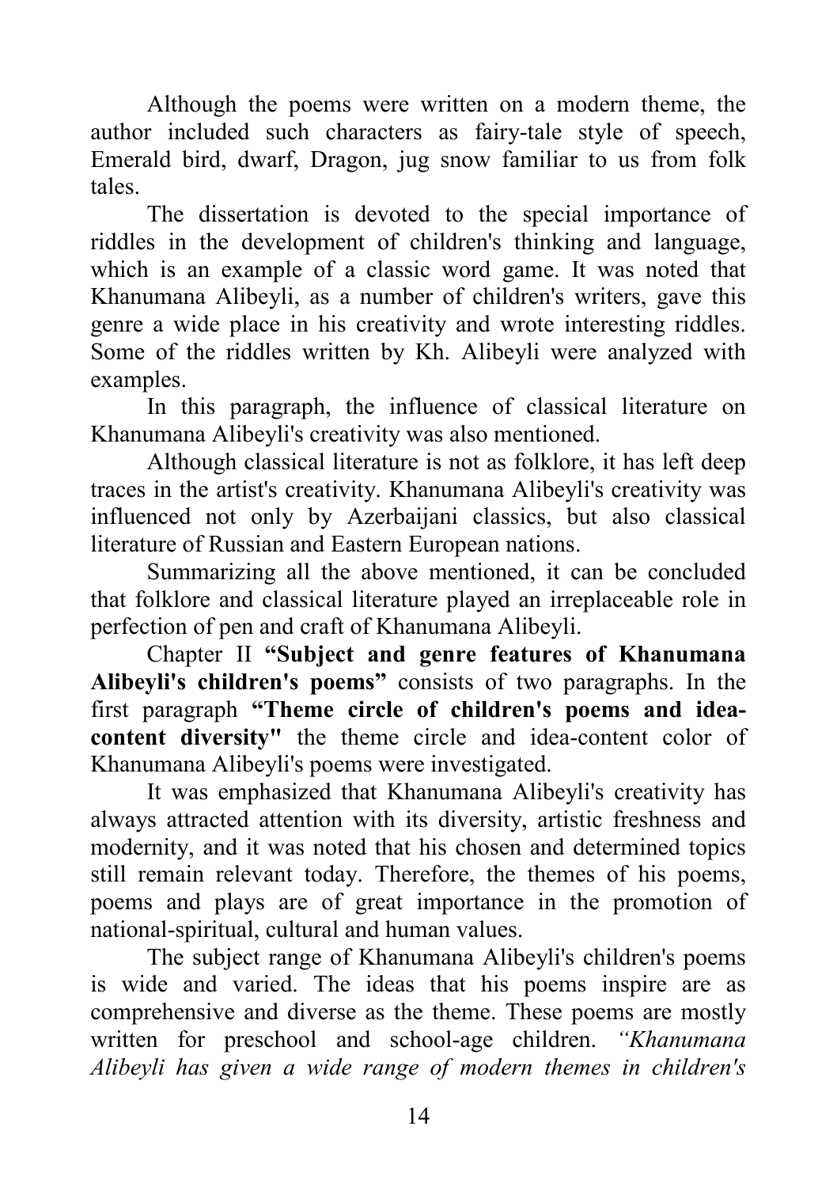Although the poems were written on a modern theme, the author included such characters as fairy-tale style of speech, Emerald bird, dwarf, Dragon, jug snow familiar to us from folk tales.

The dissertation is devoted to the special importance of riddles in the development of children's thinking and language, which is an example of a classic word game. It was noted that Khanumana Alibeyli, as a number of children's writers, gave this genre a wide place in his creativity and wrote interesting riddles. Some of the riddles written by Kh. Alibeyli were analyzed with examples.

In this paragraph, the influence of classical literature on Khanumana Alibeyli's creativity was also mentioned.

Although classical literature is not as folklore, it has left deep traces in the artist's creativity. Khanumana Alibeyli's creativity was influenced not only by Azerbaijani classics, but also classical literature of Russian and Eastern European nations.

Summarizing all the above mentioned, it can be concluded that folklore and classical literature played an irreplaceable role in perfection of pen and craft of Khanumana Alibeyli.

Chapter II **"Subject and genre features of Khanumana Alibeyli's children's poems"** consists of two paragraphs. In the first paragraph **"Theme circle of children's poems and idea-content diversity"** the theme circle and idea-content color of Khanumana Alibeyli's poems were investigated.

It was emphasized that Khanumana Alibeyli's creativity has always attracted attention with its diversity, artistic freshness and modernity, and it was noted that his chosen and determined topics still remain relevant today. Therefore, the themes of his poems, poems and plays are of great importance in the promotion of national-spiritual, cultural and human values.

The subject range of Khanumana Alibeyli's children's poems is wide and varied. The ideas that his poems inspire are as comprehensive and diverse as the theme. These poems are mostly written for preschool and school-age children. *"Khanumana Alibeyli has given a wide range of modern themes in children's*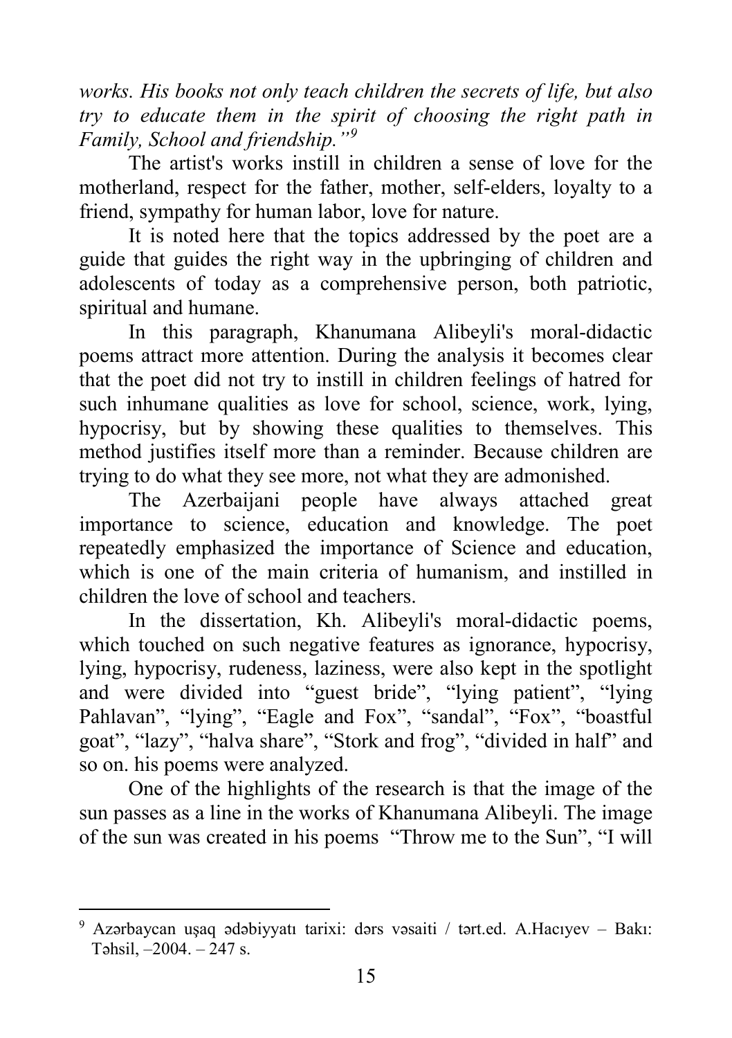*works. His books not only teach children the secrets of life, but also try to educate them in the spirit of choosing the right path in Family, School and friendship."*[9]

The artist's works instill in children a sense of love for the motherland, respect for the father, mother, self-elders, loyalty to a friend, sympathy for human labor, love for nature.

It is noted here that the topics addressed by the poet are a guide that guides the right way in the upbringing of children and adolescents of today as a comprehensive person, both patriotic, spiritual and humane.

In this paragraph, Khanumana Alibeyli's moral-didactic poems attract more attention. During the analysis it becomes clear that the poet did not try to instill in children feelings of hatred for such inhumane qualities as love for school, science, work, lying, hypocrisy, but by showing these qualities to themselves. This method justifies itself more than a reminder. Because children are trying to do what they see more, not what they are admonished.

The Azerbaijani people have always attached great importance to science, education and knowledge. The poet repeatedly emphasized the importance of Science and education, which is one of the main criteria of humanism, and instilled in children the love of school and teachers.

In the dissertation, Kh. Alibeyli's moral-didactic poems, which touched on such negative features as ignorance, hypocrisy, lying, hypocrisy, rudeness, laziness, were also kept in the spotlight and were divided into "guest bride", "lying patient", "lying Pahlavan", "lying", "Eagle and Fox", "sandal", "Fox", "boastful goat", "lazy", "halva share", "Stork and frog", "divided in half" and so on. his poems were analyzed.

One of the highlights of the research is that the image of the sun passes as a line in the works of Khanumana Alibeyli. The image of the sun was created in his poems "Throw me to the Sun", "I will

---

[9] Azərbaycan uşaq ədəbiyyatı tarixi: dərs vəsaiti / tərt.ed. A.Hacıyev – Bakı: Təhsil, –2004. – 247 s.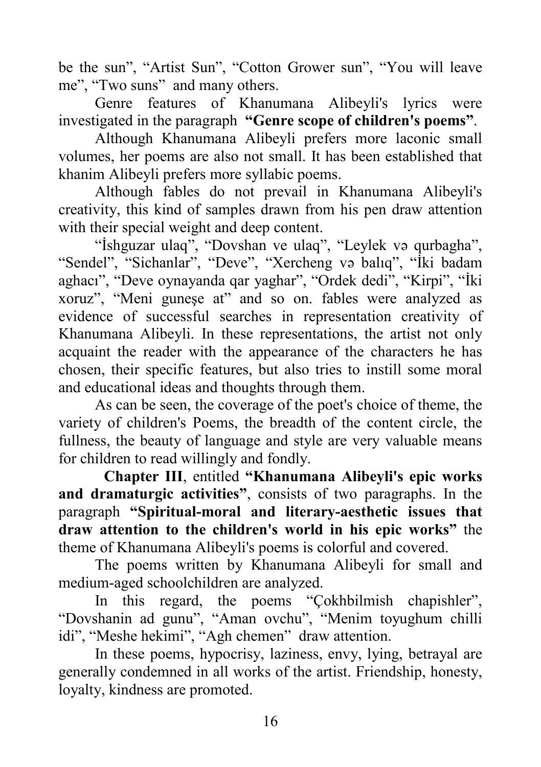be the sun", "Artist Sun", "Cotton Grower sun", "You will leave me", "Two suns" and many others.

Genre features of Khanumana Alibeyli's lyrics were investigated in the paragraph **"Genre scope of children's poems"**.

Although Khanumana Alibeyli prefers more laconic small volumes, her poems are also not small. It has been established that khanim Alibeyli prefers more syllabic poems.

Although fables do not prevail in Khanumana Alibeyli's creativity, this kind of samples drawn from his pen draw attention with their special weight and deep content.

"İshguzar ulaq", "Dovshan ve ulaq", "Leylek və qurbagha", "Sendel", "Sichanlar", "Deve", "Xercheng və balıq", "İki badam aghacı", "Deve oynayanda qar yaghar", "Ordek dedi", "Kirpi", "İki xoruz", "Meni guneşe at" and so on. fables were analyzed as evidence of successful searches in representation creativity of Khanumana Alibeyli. In these representations, the artist not only acquaint the reader with the appearance of the characters he has chosen, their specific features, but also tries to instill some moral and educational ideas and thoughts through them.

As can be seen, the coverage of the poet's choice of theme, the variety of children's Poems, the breadth of the content circle, the fullness, the beauty of language and style are very valuable means for children to read willingly and fondly.

**Chapter III**, entitled **"Khanumana Alibeyli's epic works and dramaturgic activities"**, consists of two paragraphs. In the paragraph **"Spiritual-moral and literary-aesthetic issues that draw attention to the children's world in his epic works"** the theme of Khanumana Alibeyli's poems is colorful and covered.

The poems written by Khanumana Alibeyli for small and medium-aged schoolchildren are analyzed.

In this regard, the poems "Çokhbilmish chapishler", "Dovshanin ad gunu", "Aman ovchu", "Menim toyughum chilli idi", "Meshe hekimi", "Agh chemen" draw attention.

In these poems, hypocrisy, laziness, envy, lying, betrayal are generally condemned in all works of the artist. Friendship, honesty, loyalty, kindness are promoted.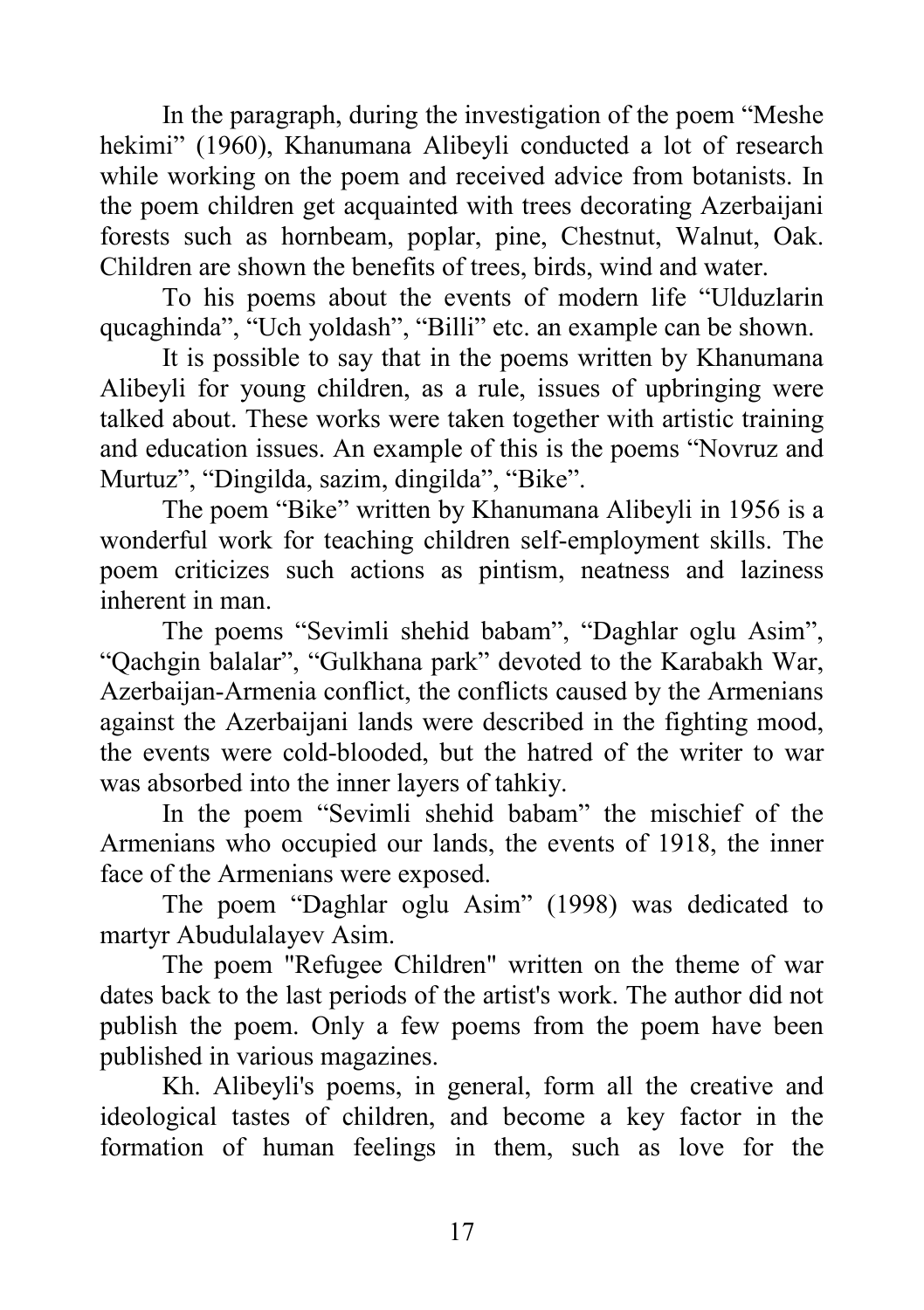In the paragraph, during the investigation of the poem "Meshe hekimi" (1960), Khanumana Alibeyli conducted a lot of research while working on the poem and received advice from botanists. In the poem children get acquainted with trees decorating Azerbaijani forests such as hornbeam, poplar, pine, Chestnut, Walnut, Oak. Children are shown the benefits of trees, birds, wind and water.

To his poems about the events of modern life "Ulduzlarin qucaghinda", "Uch yoldash", "Billi" etc. an example can be shown.

It is possible to say that in the poems written by Khanumana Alibeyli for young children, as a rule, issues of upbringing were talked about. These works were taken together with artistic training and education issues. An example of this is the poems "Novruz and Murtuz", "Dingilda, sazim, dingilda", "Bike".

The poem "Bike" written by Khanumana Alibeyli in 1956 is a wonderful work for teaching children self-employment skills. The poem criticizes such actions as pintism, neatness and laziness inherent in man.

The poems "Sevimli shehid babam", "Daghlar oglu Asim", "Qachgin balalar", "Gulkhana park" devoted to the Karabakh War, Azerbaijan-Armenia conflict, the conflicts caused by the Armenians against the Azerbaijani lands were described in the fighting mood, the events were cold-blooded, but the hatred of the writer to war was absorbed into the inner layers of tahkiy.

In the poem "Sevimli shehid babam" the mischief of the Armenians who occupied our lands, the events of 1918, the inner face of the Armenians were exposed.

The poem "Daghlar oglu Asim" (1998) was dedicated to martyr Abudulalayev Asim.

The poem "Refugee Children" written on the theme of war dates back to the last periods of the artist's work. The author did not publish the poem. Only a few poems from the poem have been published in various magazines.

Kh. Alibeyli's poems, in general, form all the creative and ideological tastes of children, and become a key factor in the formation of human feelings in them, such as love for the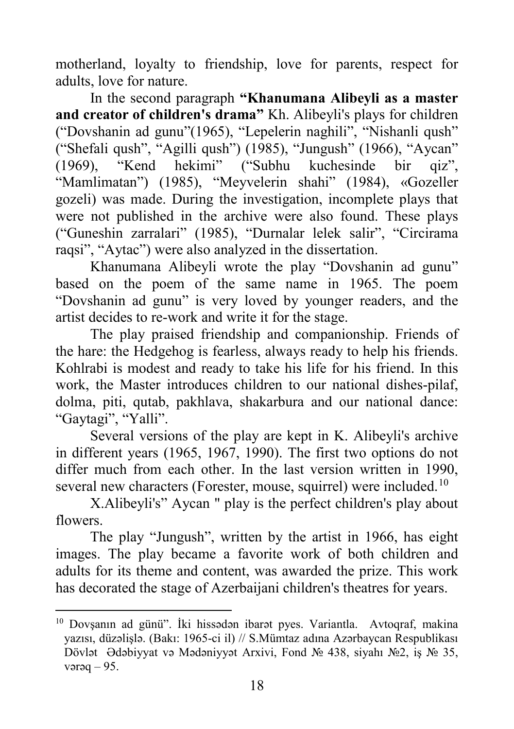motherland, loyalty to friendship, love for parents, respect for adults, love for nature.

In the second paragraph **"Khanumana Alibeyli as a master and creator of children's drama"** Kh. Alibeyli's plays for children ("Dovshanin ad gunu"(1965), "Lepelerin naghili", "Nishanli qush" ("Shefali qush", "Agilli qush") (1985), "Jungush" (1966), "Aycan" (1969), "Kend hekimi" ("Subhu kuchesinde bir qiz", "Mamlimatan") (1985), "Meyvelerin shahi" (1984), «Gozeller gozeli) was made. During the investigation, incomplete plays that were not published in the archive were also found. These plays ("Guneshin zarralari" (1985), "Durnalar lelek salir", "Circirama raqsi", "Aytac") were also analyzed in the dissertation.

Khanumana Alibeyli wrote the play "Dovshanin ad gunu" based on the poem of the same name in 1965. The poem "Dovshanin ad gunu" is very loved by younger readers, and the artist decides to re-work and write it for the stage.

The play praised friendship and companionship. Friends of the hare: the Hedgehog is fearless, always ready to help his friends. Kohlrabi is modest and ready to take his life for his friend. In this work, the Master introduces children to our national dishes-pilaf, dolma, piti, qutab, pakhlava, shakarbura and our national dance: "Gaytagi", "Yalli".

Several versions of the play are kept in K. Alibeyli's archive in different years (1965, 1967, 1990). The first two options do not differ much from each other. In the last version written in 1990, several new characters (Forester, mouse, squirrel) were included.[10]

X.Alibeyli's" Aycan " play is the perfect children's play about flowers.

The play "Jungush", written by the artist in 1966, has eight images. The play became a favorite work of both children and adults for its theme and content, was awarded the prize. This work has decorated the stage of Azerbaijani children's theatres for years.

---

[10] Dovşanın ad günü". İki hissədən ibarət pyes. Variantla. Avtoqraf, makina yazısı, düzəlişlə. (Bakı: 1965-ci il) // S.Mümtaz adına Azərbaycan Respublikası Dövlət Ədəbiyyat və Mədəniyyət Arxivi, Fond № 438, siyahı №2, iş № 35, vərəq – 95.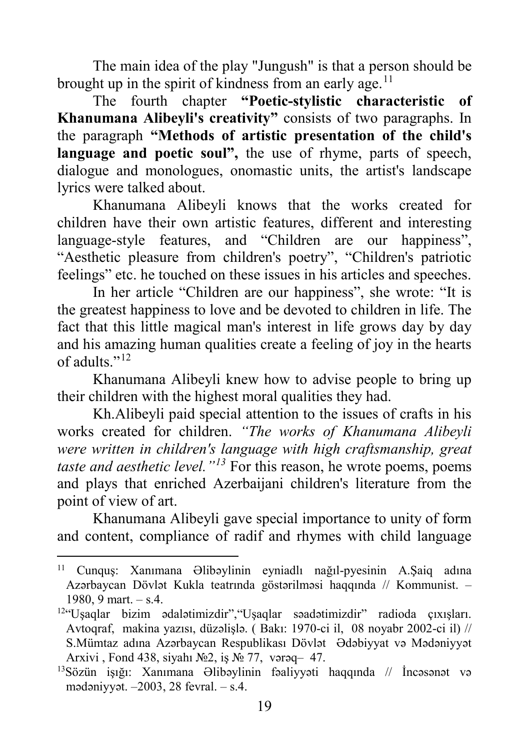The main idea of the play "Jungush" is that a person should be brought up in the spirit of kindness from an early age.[11]

The fourth chapter **"Poetic-stylistic characteristic of Khanumana Alibeyli's creativity"** consists of two paragraphs. In the paragraph **"Methods of artistic presentation of the child's language and poetic soul",** the use of rhyme, parts of speech, dialogue and monologues, onomastic units, the artist's landscape lyrics were talked about.

Khanumana Alibeyli knows that the works created for children have their own artistic features, different and interesting language-style features, and "Children are our happiness", "Aesthetic pleasure from children's poetry", "Children's patriotic feelings" etc. he touched on these issues in his articles and speeches.

In her article "Children are our happiness", she wrote: "It is the greatest happiness to love and be devoted to children in life. The fact that this little magical man's interest in life grows day by day and his amazing human qualities create a feeling of joy in the hearts of adults."[12]

Khanumana Alibeyli knew how to advise people to bring up their children with the highest moral qualities they had.

Kh.Alibeyli paid special attention to the issues of crafts in his works created for children. *"The works of Khanumana Alibeyli were written in children's language with high craftsmanship, great taste and aesthetic level."*[13] For this reason, he wrote poems, poems and plays that enriched Azerbaijani children's literature from the point of view of art.

Khanumana Alibeyli gave special importance to unity of form and content, compliance of radif and rhymes with child language

---

[11] Cunquş: Xanımana Əlibəylinin eyniadlı nağıl-pyesinin A.Şaiq adına Azərbaycan Dövlət Kukla teatrında göstərilməsi haqqında // Kommunist. – 1980, 9 mart. – s.4.

[12] "Uşaqlar bizim ədalətimizdir","Uşaqlar səadətimizdir" radioda çıxışları. Avtoqraf, makina yazısı, düzəlişlə. ( Bakı: 1970-ci il, 08 noyabr 2002-ci il) // S.Mümtaz adına Azərbaycan Respublikası Dövlət Ədəbiyyat və Mədəniyyət Arxivi , Fond 438, siyahı №2, iş № 77, vərəq– 47.

[13] Sözün işığı: Xanımana Əlibəylinin fəaliyyəti haqqında // İncəsənət və mədəniyyət. –2003, 28 fevral. – s.4.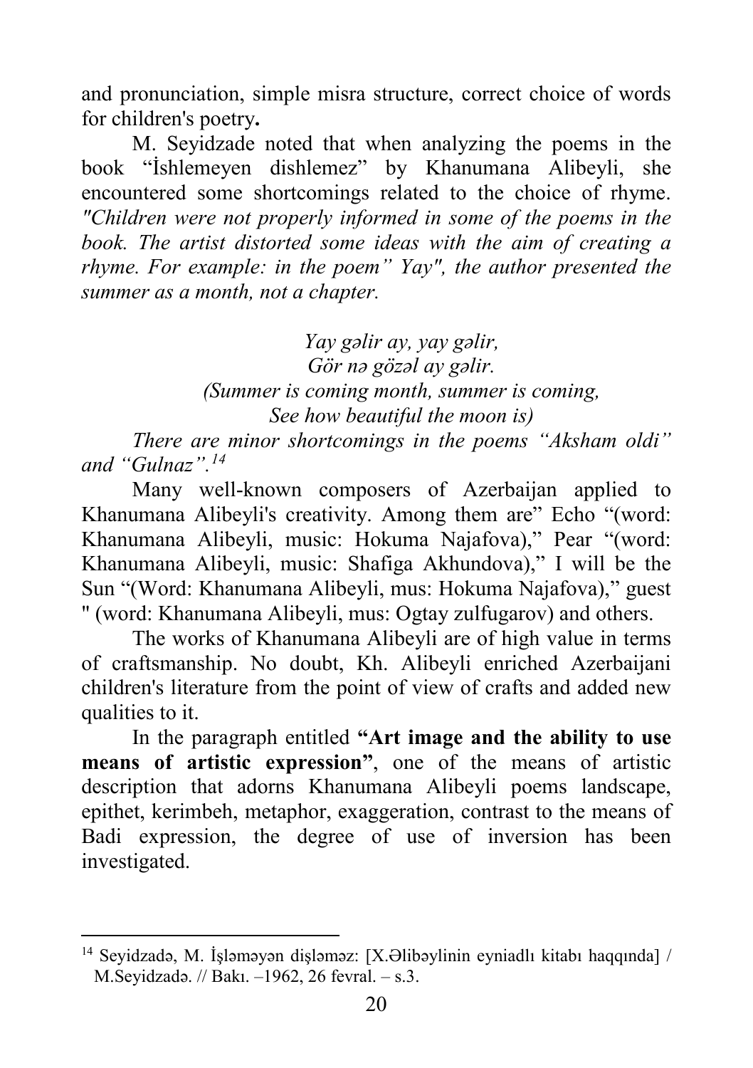and pronunciation, simple misra structure, correct choice of words for children's poetry**.**

M. Seyidzade noted that when analyzing the poems in the book "İshlemeyen dishlemez" by Khanumana Alibeyli, she encountered some shortcomings related to the choice of rhyme. *"Children were not properly informed in some of the poems in the book. The artist distorted some ideas with the aim of creating a rhyme. For example: in the poem" Yay", the author presented the summer as a month, not a chapter.*

*Yay gəlir ay, yay gəlir,*
*Gör nə gözəl ay gəlir.*
*(Summer is coming month, summer is coming,*
*See how beautiful the moon is)*

*There are minor shortcomings in the poems "Aksham oldi" and "Gulnaz".*[14]

Many well-known composers of Azerbaijan applied to Khanumana Alibeyli's creativity. Among them are" Echo "(word: Khanumana Alibeyli, music: Hokuma Najafova)," Pear "(word: Khanumana Alibeyli, music: Shafiga Akhundova)," I will be the Sun "(Word: Khanumana Alibeyli, mus: Hokuma Najafova)," guest " (word: Khanumana Alibeyli, mus: Ogtay zulfugarov) and others.

The works of Khanumana Alibeyli are of high value in terms of craftsmanship. No doubt, Kh. Alibeyli enriched Azerbaijani children's literature from the point of view of crafts and added new qualities to it.

In the paragraph entitled **"Art image and the ability to use means of artistic expression"**, one of the means of artistic description that adorns Khanumana Alibeyli poems landscape, epithet, kerimbeh, metaphor, exaggeration, contrast to the means of Badi expression, the degree of use of inversion has been investigated.

---

[14] Seyidzadə, M. İşləməyən dişləməz: [X.Əlibəylinin eyniadlı kitabı haqqında] / M.Seyidzadə. // Bakı. –1962, 26 fevral. – s.3.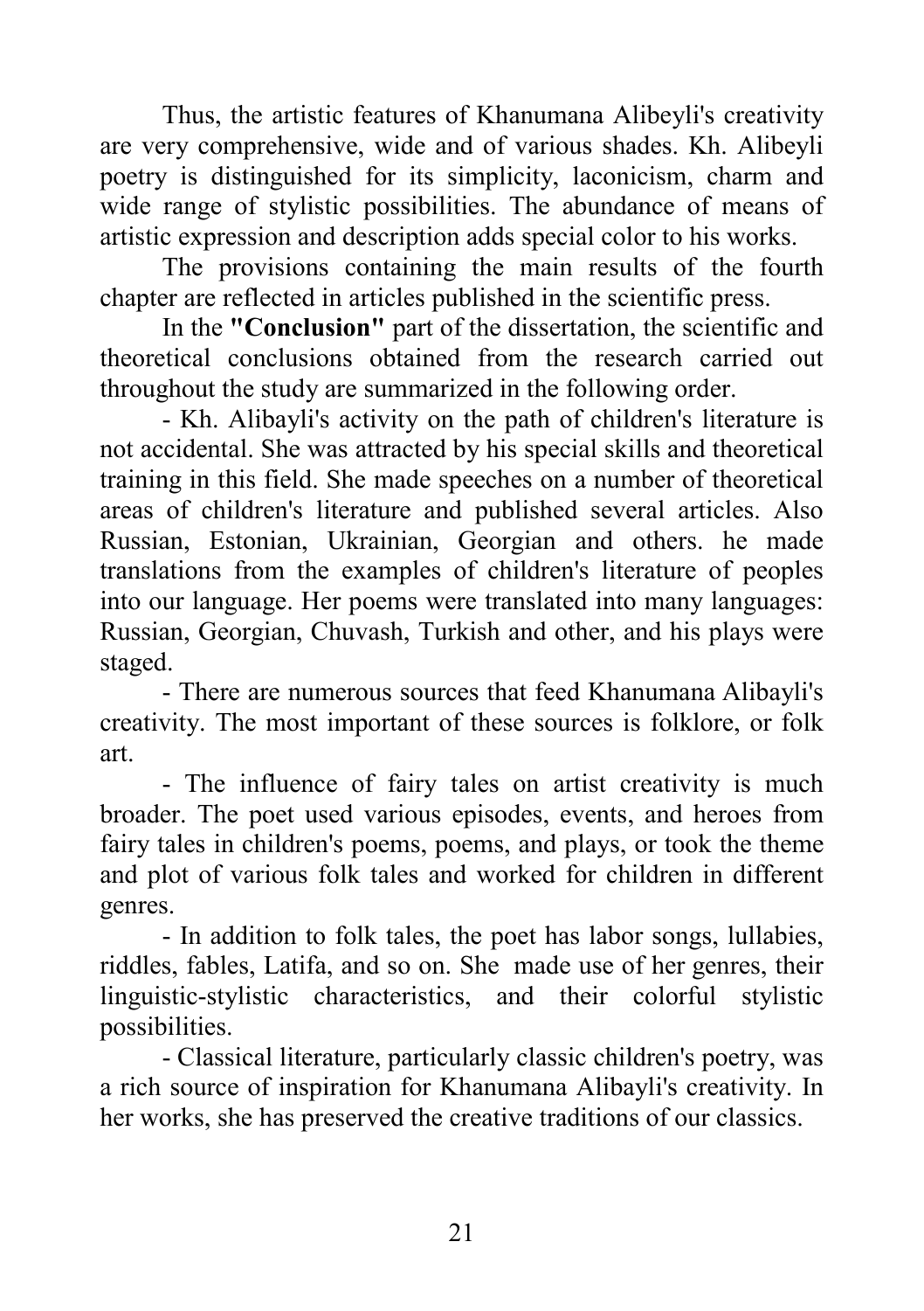Thus, the artistic features of Khanumana Alibeyli's creativity are very comprehensive, wide and of various shades. Kh. Alibeyli poetry is distinguished for its simplicity, laconicism, charm and wide range of stylistic possibilities. The abundance of means of artistic expression and description adds special color to his works.

The provisions containing the main results of the fourth chapter are reflected in articles published in the scientific press.

In the **"Conclusion"** part of the dissertation, the scientific and theoretical conclusions obtained from the research carried out throughout the study are summarized in the following order.

- Kh. Alibayli's activity on the path of children's literature is not accidental. She was attracted by his special skills and theoretical training in this field. She made speeches on a number of theoretical areas of children's literature and published several articles. Also Russian, Estonian, Ukrainian, Georgian and others. he made translations from the examples of children's literature of peoples into our language. Her poems were translated into many languages: Russian, Georgian, Chuvash, Turkish and other, and his plays were staged.
- There are numerous sources that feed Khanumana Alibayli's creativity. The most important of these sources is folklore, or folk art.
- The influence of fairy tales on artist creativity is much broader. The poet used various episodes, events, and heroes from fairy tales in children's poems, poems, and plays, or took the theme and plot of various folk tales and worked for children in different genres.
- In addition to folk tales, the poet has labor songs, lullabies, riddles, fables, Latifa, and so on. She made use of her genres, their linguistic-stylistic characteristics, and their colorful stylistic possibilities.
- Classical literature, particularly classic children's poetry, was a rich source of inspiration for Khanumana Alibayli's creativity. In her works, she has preserved the creative traditions of our classics.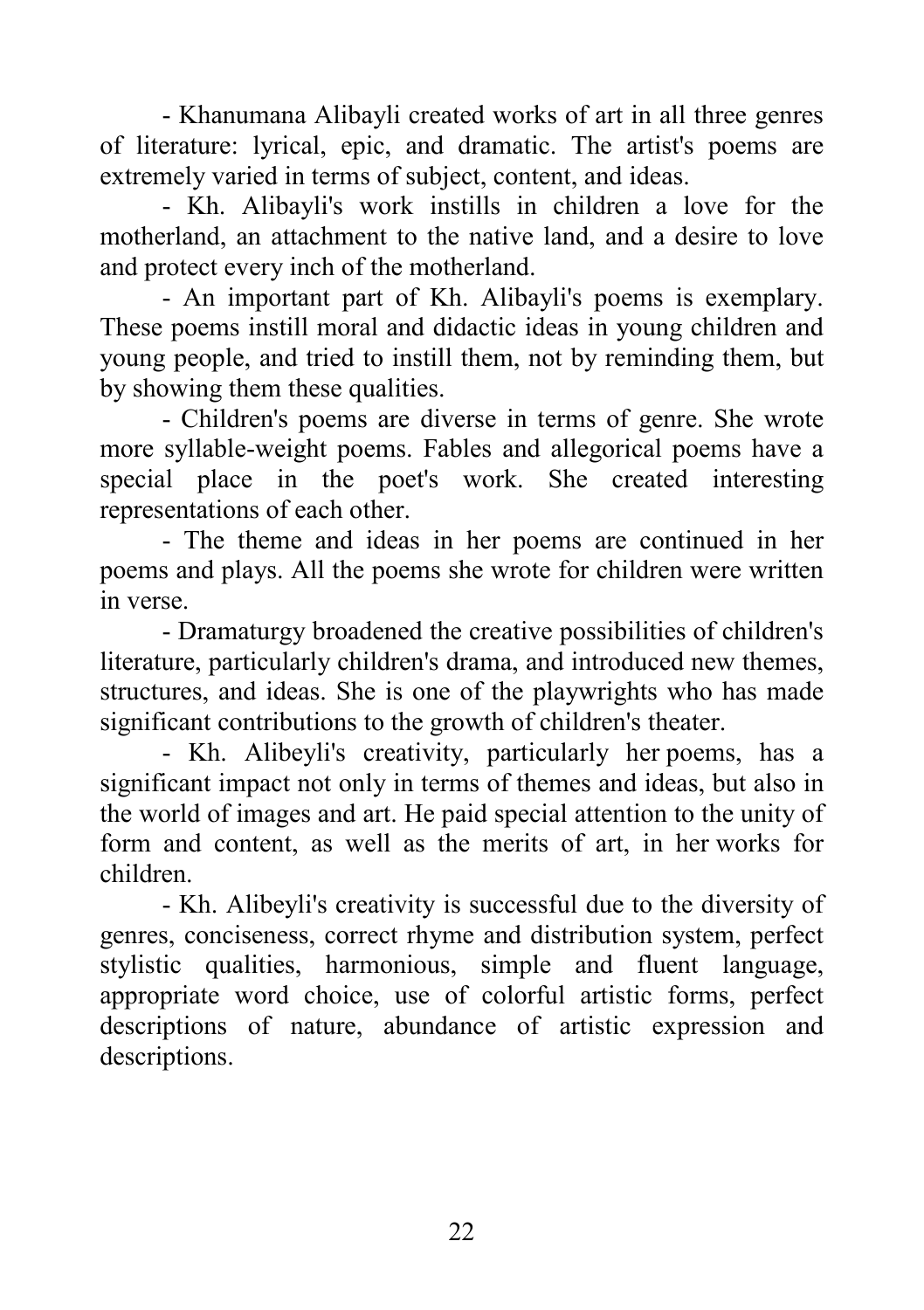- Khanumana Alibayli created works of art in all three genres of literature: lyrical, epic, and dramatic. The artist's poems are extremely varied in terms of subject, content, and ideas.

- Kh. Alibayli's work instills in children a love for the motherland, an attachment to the native land, and a desire to love and protect every inch of the motherland.

- An important part of Kh. Alibayli's poems is exemplary. These poems instill moral and didactic ideas in young children and young people, and tried to instill them, not by reminding them, but by showing them these qualities.

- Children's poems are diverse in terms of genre. She wrote more syllable-weight poems. Fables and allegorical poems have a special place in the poet's work. She created interesting representations of each other.

- The theme and ideas in her poems are continued in her poems and plays. All the poems she wrote for children were written in verse.

- Dramaturgy broadened the creative possibilities of children's literature, particularly children's drama, and introduced new themes, structures, and ideas. She is one of the playwrights who has made significant contributions to the growth of children's theater.

- Kh. Alibeyli's creativity, particularly her poems, has a significant impact not only in terms of themes and ideas, but also in the world of images and art. He paid special attention to the unity of form and content, as well as the merits of art, in her works for children.

- Kh. Alibeyli's creativity is successful due to the diversity of genres, conciseness, correct rhyme and distribution system, perfect stylistic qualities, harmonious, simple and fluent language, appropriate word choice, use of colorful artistic forms, perfect descriptions of nature, abundance of artistic expression and descriptions.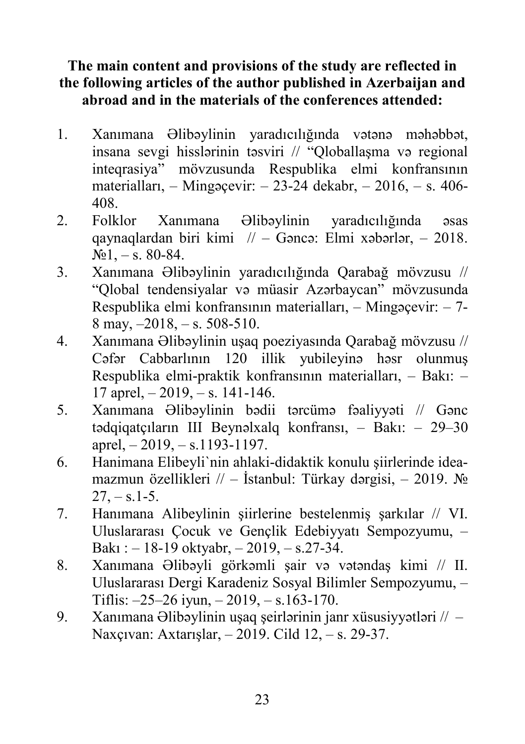**The main content and provisions of the study are reflected in the following articles of the author published in Azerbaijan and abroad and in the materials of the conferences attended:**

1. Xanımana Əlibəylinin yaradıcılığında vətənə məhəbbət, insana sevgi hisslərinin təsviri // "Qloballaşma və regional inteqrasiya" mövzusunda Respublika elmi konfransının materialları, – Mingəçevir: – 23-24 dekabr, – 2016, – s. 406-408.
2. Folklor Xanımana Əlibəylinin yaradıcılığında əsas qaynaqlardan biri kimi // – Gəncə: Elmi xəbərlər, – 2018. №1, – s. 80-84.
3. Xanımana Əlibəylinin yaradıcılığında Qarabağ mövzusu // "Qlobal tendensiyalar və müasir Azərbaycan" mövzusunda Respublika elmi konfransının materialları, – Mingəçevir: – 7-8 may, –2018, – s. 508-510.
4. Xanımana Əlibəylinin uşaq poeziyasında Qarabağ mövzusu // Cəfər Cabbarlının 120 illik yubileyinə həsr olunmuş Respublika elmi-praktik konfransının materialları, – Bakı: – 17 aprel, – 2019, – s. 141-146.
5. Xanımana Əlibəylinin bədii tərcümə fəaliyyəti // Gənc tədqiqatçıların III Beynəlxalq konfransı, – Bakı: – 29–30 aprel, – 2019, – s.1193-1197.
6. Hanimana Elibeyli`nin ahlaki-didaktik konulu şiirlerinde idea-mazmun özellikleri // – İstanbul: Türkay dərgisi, – 2019. № 27, – s.1-5.
7. Hanımana Alibeylinin şiirlerine bestelenmiş şarkılar // VI. Uluslararası Çocuk ve Gençlik Edebiyyatı Sempozyumu, – Bakı : – 18-19 oktyabr, – 2019, – s.27-34.
8. Xanımana Əlibəyli görkəmli şair və vətəndaş kimi // II. Uluslararası Dergi Karadeniz Sosyal Bilimler Sempozyumu, – Tiflis: –25–26 iyun, – 2019, – s.163-170.
9. Xanımana Əlibəylinin uşaq şeirlərinin janr xüsusiyyətləri // – Naxçıvan: Axtarışlar, – 2019. Cild 12, – s. 29-37.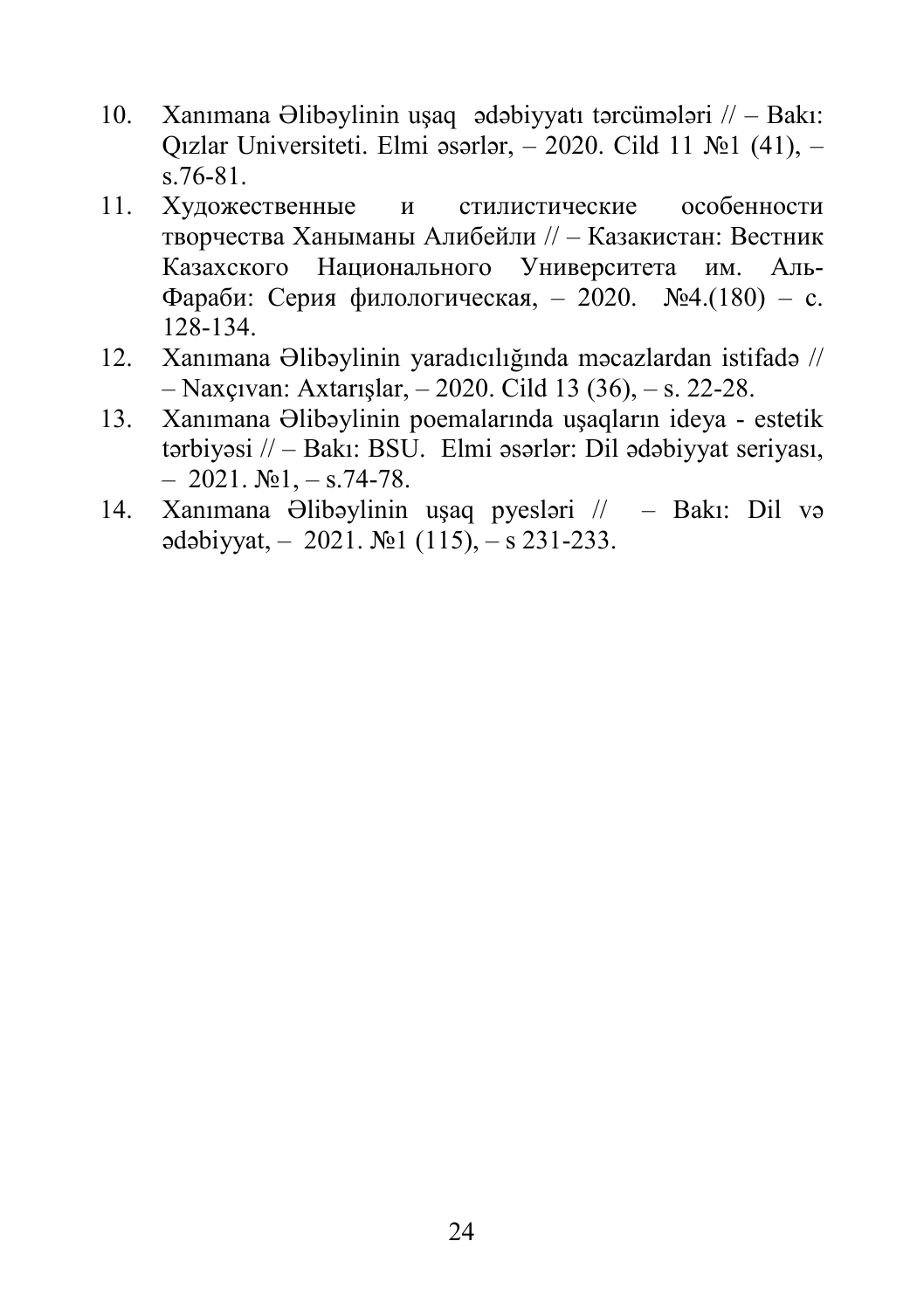10. Xanımana Əlibəylinin uşaq ədəbiyyatı tərcümələri // – Bakı: Qızlar Universiteti. Elmi əsərlər, – 2020. Cild 11 №1 (41), – s.76-81.
11. Художественные и стилистические особенности творчества Ханыманы Алибейли // – Казакистан: Вестник Казахского Национального Университета им. Аль-Фараби: Серия филологическая, – 2020. №4.(180) – с. 128-134.
12. Xanımana Əlibəylinin yaradıcılığında məcazlardan istifadə // – Naxçıvan: Axtarışlar, – 2020. Cild 13 (36), – s. 22-28.
13. Xanımana Əlibəylinin poemalarında uşaqların ideya - estetik tərbiyəsi // – Bakı: BSU. Elmi əsərlər: Dil ədəbiyyat seriyası, – 2021. №1, – s.74-78.
14. Xanımana Əlibəylinin uşaq pyesləri // – Bakı: Dil və ədəbiyyat, – 2021. №1 (115), – s 231-233.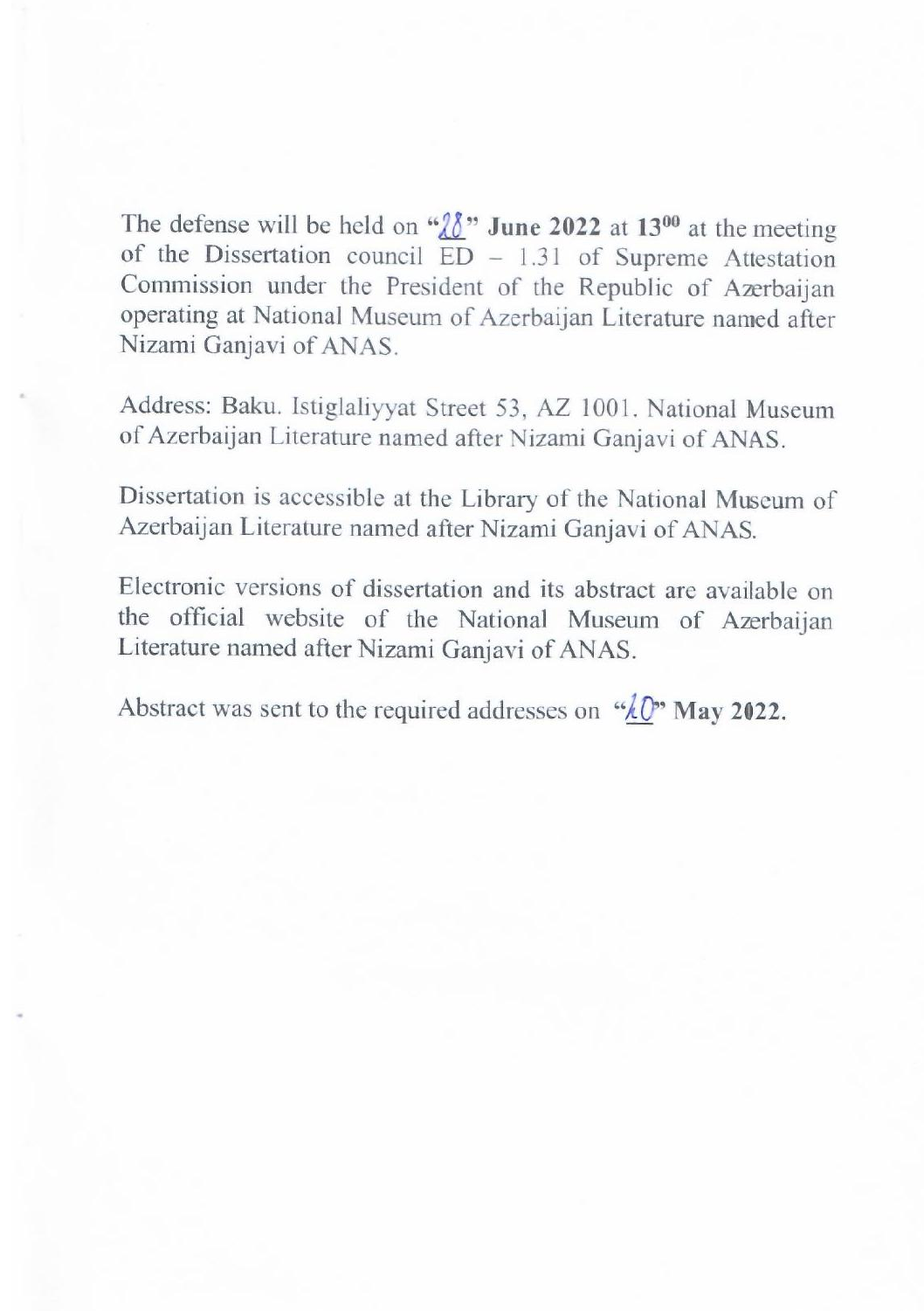The defense will be held on "28" **June 2022** at **13$^{00}$** at the meeting of the Dissertation council ED – 1.31 of Supreme Attestation Commission under the President of the Republic of Azerbaijan operating at National Museum of Azerbaijan Literature named after Nizami Ganjavi of ANAS.

Address: Baku. Istiglaliyyat Street 53, AZ 1001. National Museum of Azerbaijan Literature named after Nizami Ganjavi of ANAS.

Dissertation is accessible at the Library of the National Museum of Azerbaijan Literature named after Nizami Ganjavi of ANAS.

Electronic versions of dissertation and its abstract are available on the official website of the National Museum of Azerbaijan Literature named after Nizami Ganjavi of ANAS.

Abstract was sent to the required addresses on "20" **May 2022.**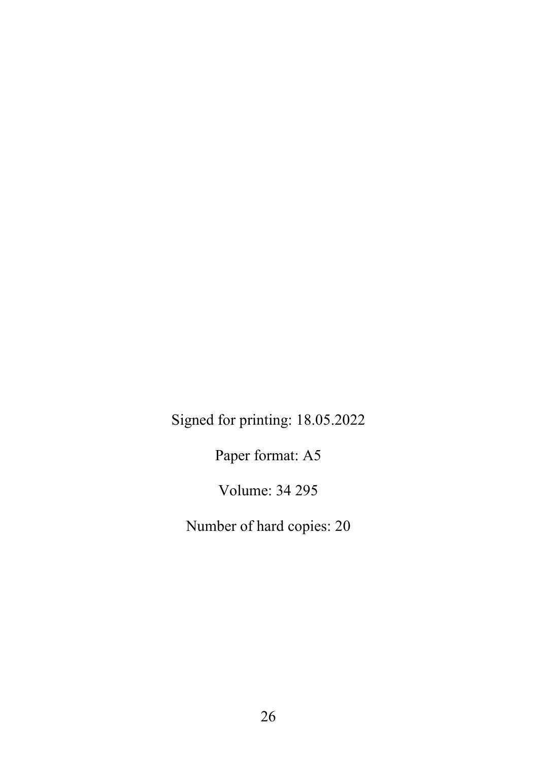Signed for printing: 18.05.2022

Paper format: A5

Volume: 34 295

Number of hard copies: 20